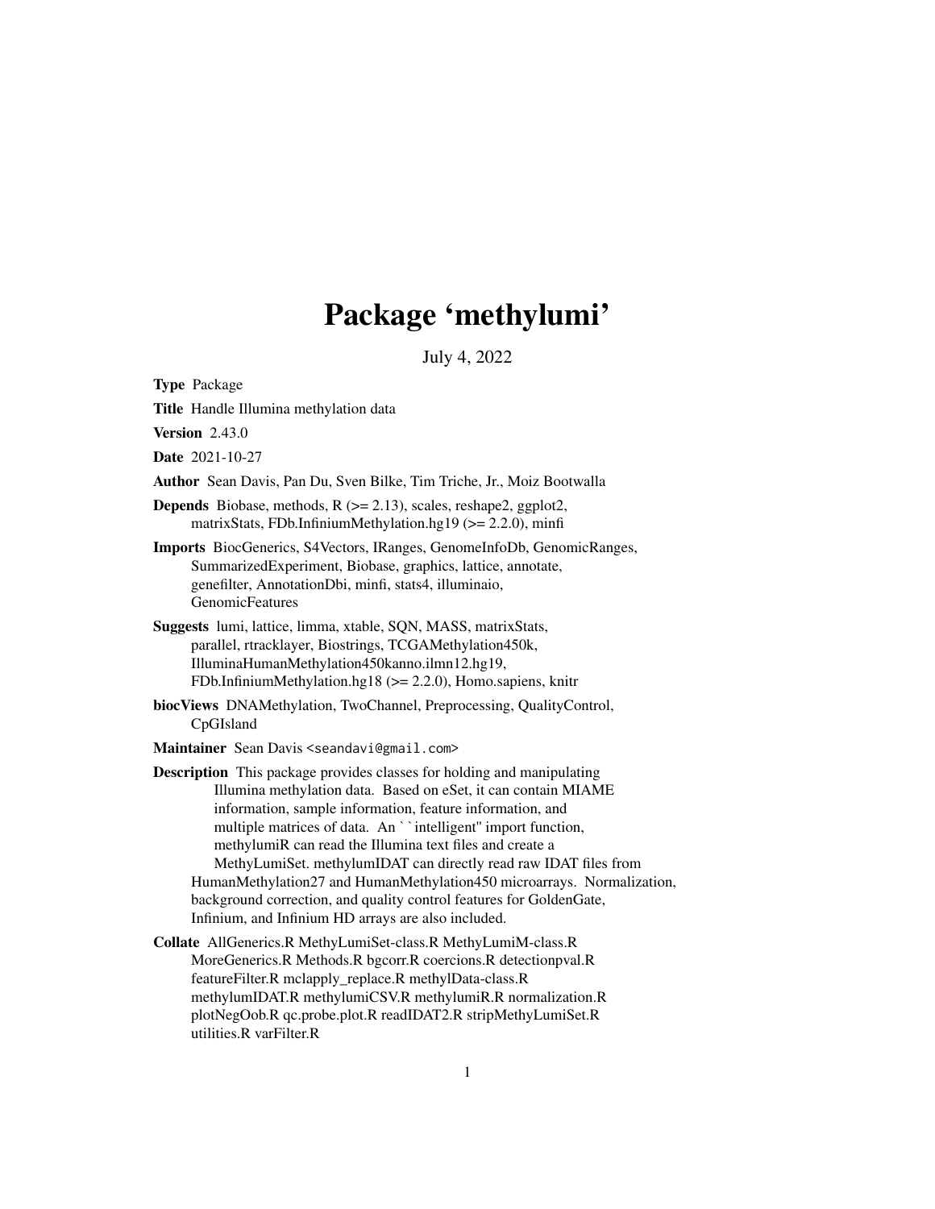# Package 'methylumi'

July 4, 2022

**Type** Package

**Title** Handle Illumina methylation data

**Version** 2.43.0

**Date** 2021-10-27

**Author** Sean Davis, Pan Du, Sven Bilke, Tim Triche, Jr., Moiz Bootwalla

**Depends** Biobase, methods, R (>= 2.13), scales, reshape2, ggplot2, matrixStats, FDb.InfiniumMethylation.hg19 (>= 2.2.0), minfi

**Imports** BiocGenerics, S4Vectors, IRanges, GenomeInfoDb, GenomicRanges, SummarizedExperiment, Biobase, graphics, lattice, annotate, genefilter, AnnotationDbi, minfi, stats4, illuminaio, GenomicFeatures

**Suggests** lumi, lattice, limma, xtable, SQN, MASS, matrixStats, parallel, rtracklayer, Biostrings, TCGAMethylation450k, IlluminaHumanMethylation450kanno.ilmn12.hg19, FDb.InfiniumMethylation.hg18 (>= 2.2.0), Homo.sapiens, knitr

**biocViews** DNAMethylation, TwoChannel, Preprocessing, QualityControl, CpGIsland

**Maintainer** Sean Davis <seandavi@gmail.com>

**Description** This package provides classes for holding and manipulating Illumina methylation data. Based on eSet, it can contain MIAME information, sample information, feature information, and multiple matrices of data. An ``intelligent'' import function, methylumiR can read the Illumina text files and create a MethyLumiSet. methylumIDAT can directly read raw IDAT files from HumanMethylation27 and HumanMethylation450 microarrays. Normalization, background correction, and quality control features for GoldenGate, Infinium, and Infinium HD arrays are also included.

**Collate** AllGenerics.R MethyLumiSet-class.R MethyLumiM-class.R MoreGenerics.R Methods.R bgcorr.R coercions.R detectionpval.R featureFilter.R mclapply_replace.R methylData-class.R methylumIDAT.R methylumiCSV.R methylumiR.R normalization.R plotNegOob.R qc.probe.plot.R readIDAT2.R stripMethyLumiSet.R utilities.R varFilter.R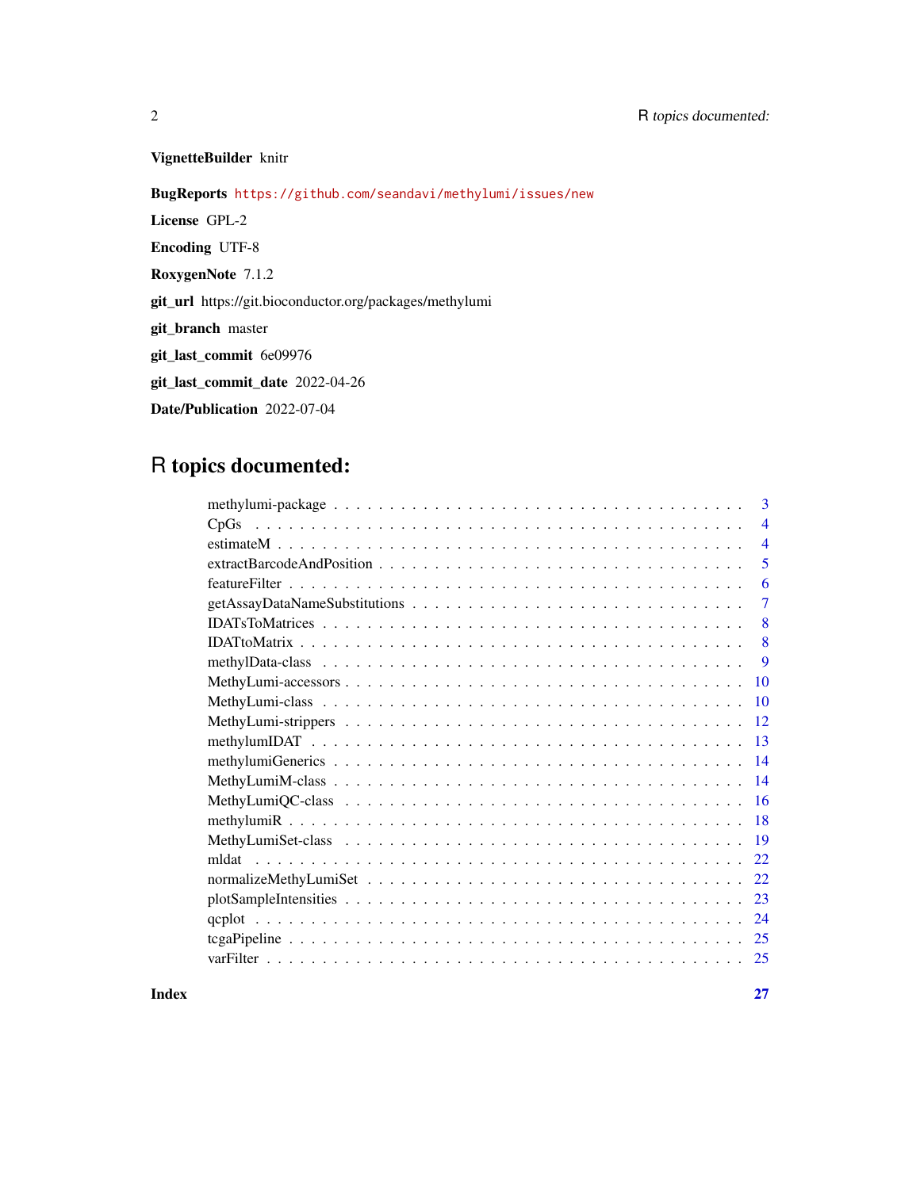**VignetteBuilder** knitr

**BugReports** https://github.com/seandavi/methylumi/issues/new

**License** GPL-2

**Encoding** UTF-8

**RoxygenNote** 7.1.2

**git_url** https://git.bioconductor.org/packages/methylumi

**git_branch** master

**git_last_commit** 6e09976

**git_last_commit_date** 2022-04-26

**Date/Publication** 2022-07-04

# R topics documented:

| | |
|---|---|
| methylumi-package | 3 |
| CpGs | 4 |
| estimateM | 4 |
| extractBarcodeAndPosition | 5 |
| featureFilter | 6 |
| getAssayDataNameSubstitutions | 7 |
| IDATsToMatrices | 8 |
| IDATtoMatrix | 8 |
| methylData-class | 9 |
| MethyLumi-accessors | 10 |
| MethyLumi-class | 10 |
| MethyLumi-strippers | 12 |
| methylumIDAT | 13 |
| methylumiGenerics | 14 |
| MethyLumiM-class | 14 |
| MethyLumiQC-class | 16 |
| methylumiR | 18 |
| MethyLumiSet-class | 19 |
| mldat | 22 |
| normalizeMethyLumiSet | 22 |
| plotSampleIntensities | 23 |
| qcplot | 24 |
| tcgaPipeline | 25 |
| varFilter | 25 |

**Index** **27**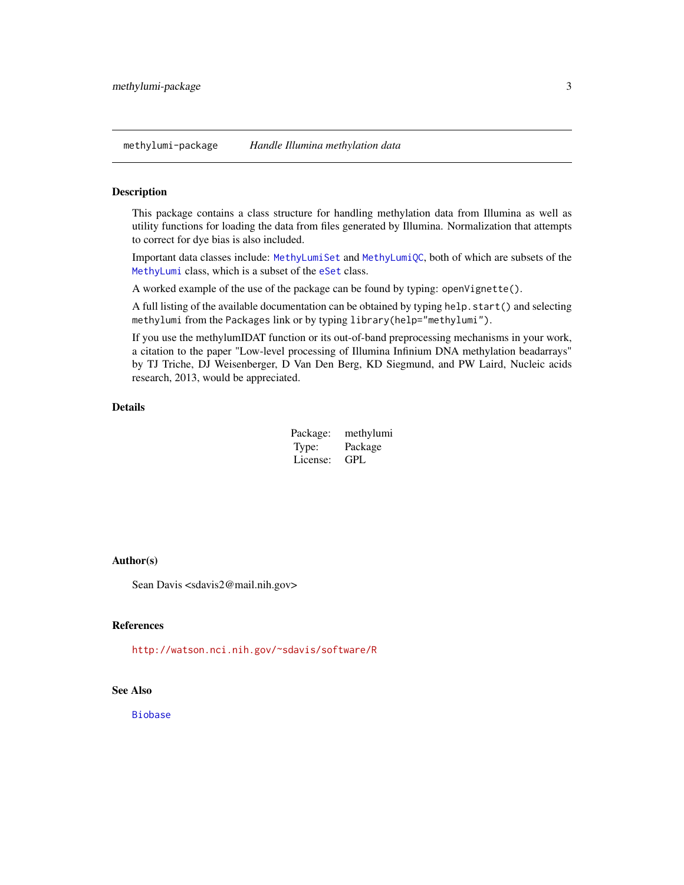`methylumi-package` *Handle Illumina methylation data*

## Description

This package contains a class structure for handling methylation data from Illumina as well as utility functions for loading the data from files generated by Illumina. Normalization that attempts to correct for dye bias is also included.

Important data classes include: `MethyLumiSet` and `MethyLumiQC`, both of which are subsets of the `MethyLumi` class, which is a subset of the `eSet` class.

A worked example of the use of the package can be found by typing: `openVignette()`.

A full listing of the available documentation can be obtained by typing `help.start()` and selecting `methylumi` from the `Packages` link or by typing `library(help="methylumi")`.

If you use the methylumIDAT function or its out-of-band preprocessing mechanisms in your work, a citation to the paper "Low-level processing of Illumina Infinium DNA methylation beadarrays" by TJ Triche, DJ Weisenberger, D Van Den Berg, KD Siegmund, and PW Laird, Nucleic acids research, 2013, would be appreciated.

## Details

| | |
|---|---|
| Package: | methylumi |
| Type: | Package |
| License: | GPL |

## Author(s)

Sean Davis <sdavis2@mail.nih.gov>

## References

http://watson.nci.nih.gov/~sdavis/software/R

## See Also

`Biobase`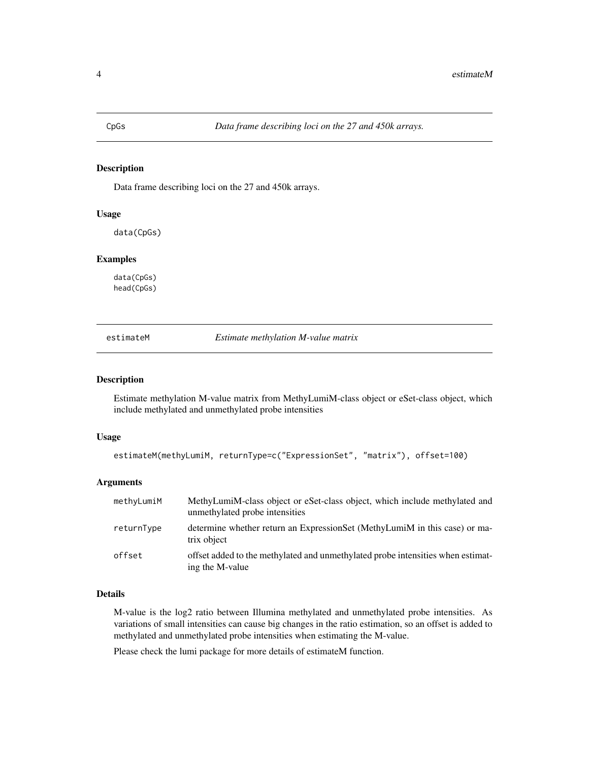## CpGs — *Data frame describing loci on the 27 and 450k arrays.*

### Description

Data frame describing loci on the 27 and 450k arrays.

### Usage

```
data(CpGs)
```

### Examples

```
data(CpGs)
head(CpGs)
```

## estimateM — *Estimate methylation M-value matrix*

### Description

Estimate methylation M-value matrix from MethyLumiM-class object or eSet-class object, which include methylated and unmethylated probe intensities

### Usage

```
estimateM(methyLumiM, returnType=c("ExpressionSet", "matrix"), offset=100)
```

### Arguments

| | |
|---|---|
| methyLumiM | MethyLumiM-class object or eSet-class object, which include methylated and unmethylated probe intensities |
| returnType | determine whether return an ExpressionSet (MethyLumiM in this case) or matrix object |
| offset | offset added to the methylated and unmethylated probe intensities when estimating the M-value |

### Details

M-value is the log2 ratio between Illumina methylated and unmethylated probe intensities. As variations of small intensities can cause big changes in the ratio estimation, so an offset is added to methylated and unmethylated probe intensities when estimating the M-value.

Please check the lumi package for more details of estimateM function.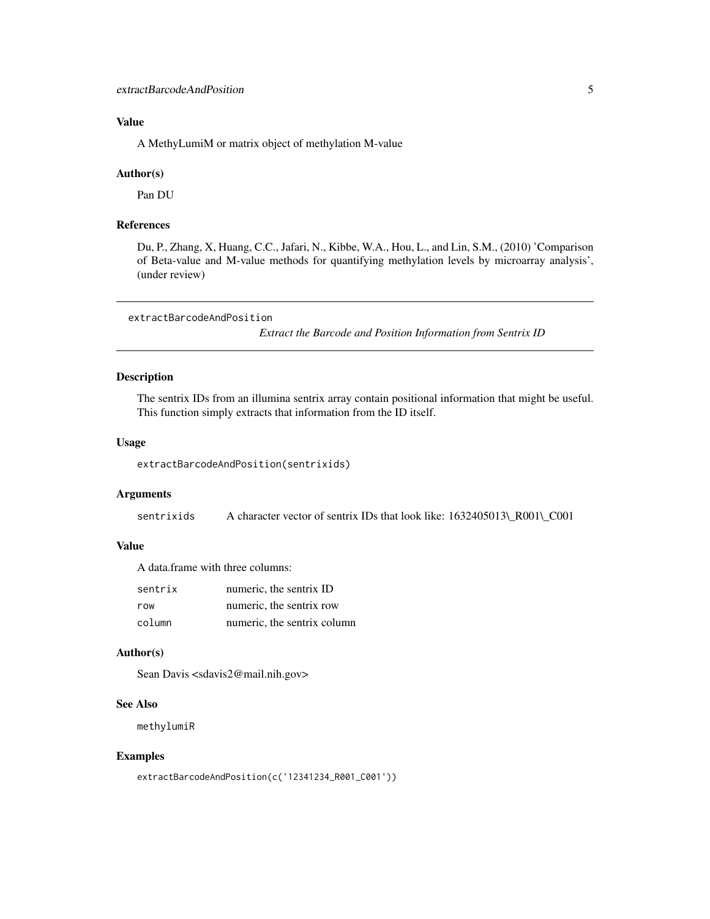## Value

A MethyLumiM or matrix object of methylation M-value

## Author(s)

Pan DU

## References

Du, P., Zhang, X, Huang, C.C., Jafari, N., Kibbe, W.A., Hou, L., and Lin, S.M., (2010) 'Comparison of Beta-value and M-value methods for quantifying methylation levels by microarray analysis', (under review)

---

# extractBarcodeAndPosition

*Extract the Barcode and Position Information from Sentrix ID*

---

## Description

The sentrix IDs from an illumina sentrix array contain positional information that might be useful. This function simply extracts that information from the ID itself.

## Usage

```
extractBarcodeAndPosition(sentrixids)
```

## Arguments

| | |
|---|---|
| sentrixids | A character vector of sentrix IDs that look like: 1632405013\_R001\_C001 |

## Value

A data.frame with three columns:

| | |
|---|---|
| sentrix | numeric, the sentrix ID |
| row | numeric, the sentrix row |
| column | numeric, the sentrix column |

## Author(s)

Sean Davis <sdavis2@mail.nih.gov>

## See Also

methylumiR

## Examples

```
extractBarcodeAndPosition(c('12341234_R001_C001'))
```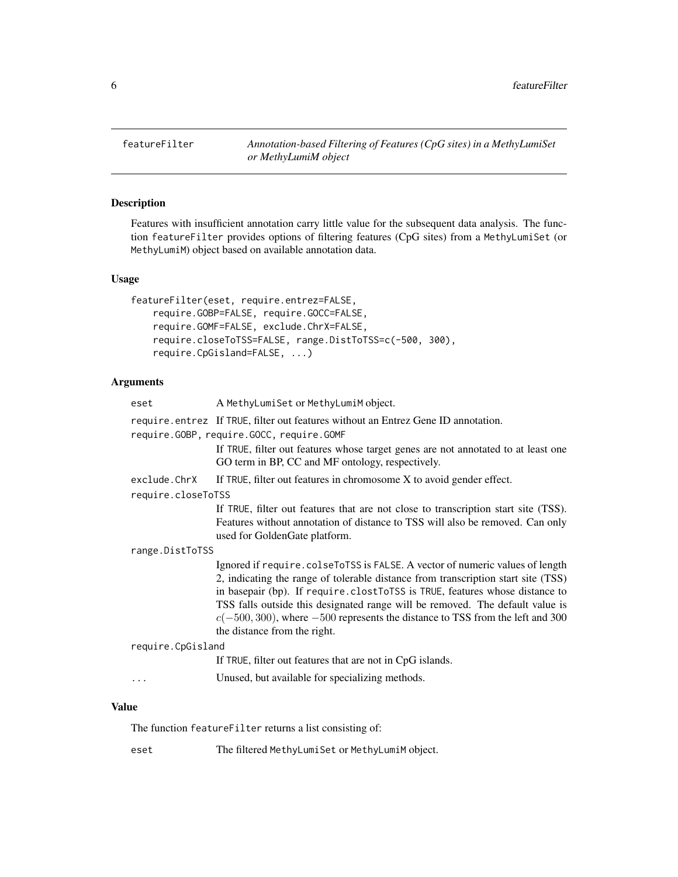`featureFilter` *Annotation-based Filtering of Features (CpG sites) in a MethyLumiSet or MethyLumiM object*

## Description

Features with insufficient annotation carry little value for the subsequent data analysis. The function `featureFilter` provides options of filtering features (CpG sites) from a `MethyLumiSet` (or `MethyLumiM`) object based on available annotation data.

## Usage

```
featureFilter(eset, require.entrez=FALSE,
    require.GOBP=FALSE, require.GOCC=FALSE,
    require.GOMF=FALSE, exclude.ChrX=FALSE,
    require.closeToTSS=FALSE, range.DistToTSS=c(-500, 300),
    require.CpGisland=FALSE, ...)
```

## Arguments

- `eset` — A `MethyLumiSet` or `MethyLumiM` object.
- `require.entrez` — If `TRUE`, filter out features without an Entrez Gene ID annotation.
- `require.GOBP, require.GOCC, require.GOMF` — If `TRUE`, filter out features whose target genes are not annotated to at least one GO term in BP, CC and MF ontology, respectively.
- `exclude.ChrX` — If `TRUE`, filter out features in chromosome X to avoid gender effect.
- `require.closeToTSS` — If `TRUE`, filter out features that are not close to transcription start site (TSS). Features without annotation of distance to TSS will also be removed. Can only used for GoldenGate platform.
- `range.DistToTSS` — Ignored if `require.colseToTSS` is `FALSE`. A vector of numeric values of length 2, indicating the range of tolerable distance from transcription start site (TSS) in basepair (bp). If `require.clostToTSS` is `TRUE`, features whose distance to TSS falls outside this designated range will be removed. The default value is $c(-500, 300)$, where $-500$ represents the distance to TSS from the left and 300 the distance from the right.
- `require.CpGisland` — If `TRUE`, filter out features that are not in CpG islands.
- `...` — Unused, but available for specializing methods.

## Value

The function `featureFilter` returns a list consisting of:

- `eset` — The filtered `MethyLumiSet` or `MethyLumiM` object.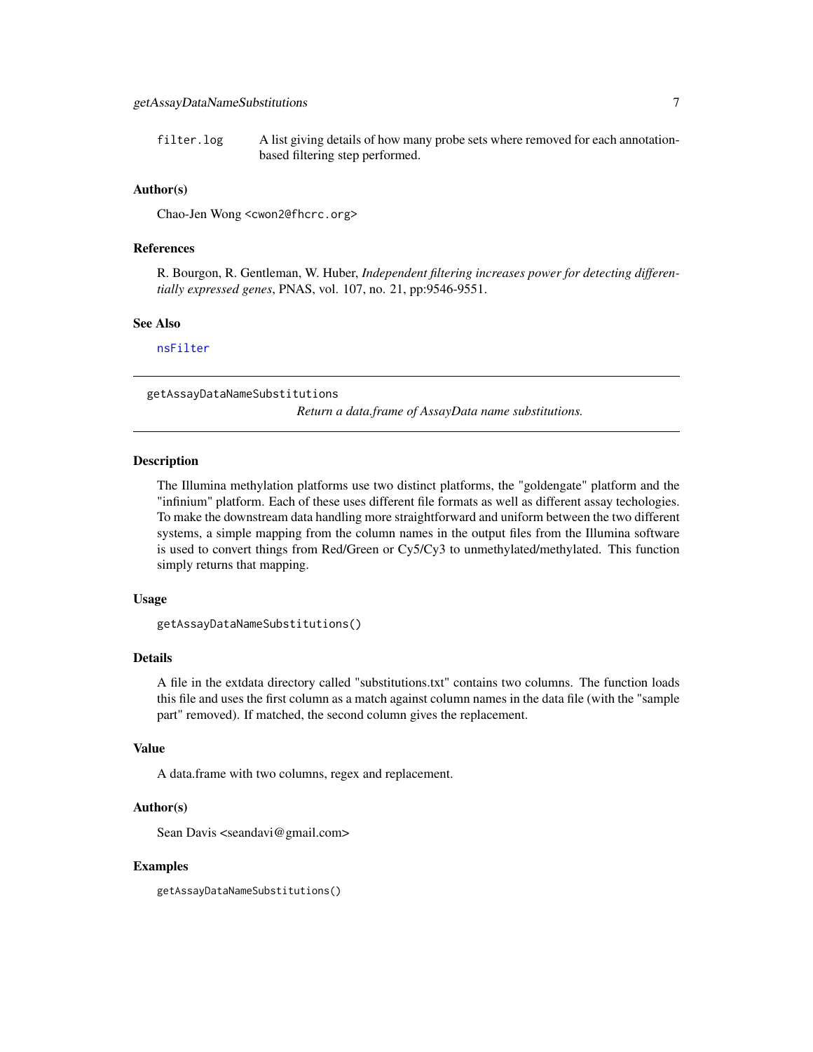filter.log    A list giving details of how many probe sets where removed for each annotation-based filtering step performed.

### Author(s)

Chao-Jen Wong <cwon2@fhcrc.org>

### References

R. Bourgon, R. Gentleman, W. Huber, *Independent filtering increases power for detecting differentially expressed genes*, PNAS, vol. 107, no. 21, pp:9546-9551.

### See Also

nsFilter

---

## getAssayDataNameSubstitutions

*Return a data.frame of AssayData name substitutions.*

---

### Description

The Illumina methylation platforms use two distinct platforms, the "goldengate" platform and the "infinium" platform. Each of these uses different file formats as well as different assay techologies. To make the downstream data handling more straightforward and uniform between the two different systems, a simple mapping from the column names in the output files from the Illumina software is used to convert things from Red/Green or Cy5/Cy3 to unmethylated/methylated. This function simply returns that mapping.

### Usage

```
getAssayDataNameSubstitutions()
```

### Details

A file in the extdata directory called "substitutions.txt" contains two columns. The function loads this file and uses the first column as a match against column names in the data file (with the "sample part" removed). If matched, the second column gives the replacement.

### Value

A data.frame with two columns, regex and replacement.

### Author(s)

Sean Davis <seandavi@gmail.com>

### Examples

```
getAssayDataNameSubstitutions()
```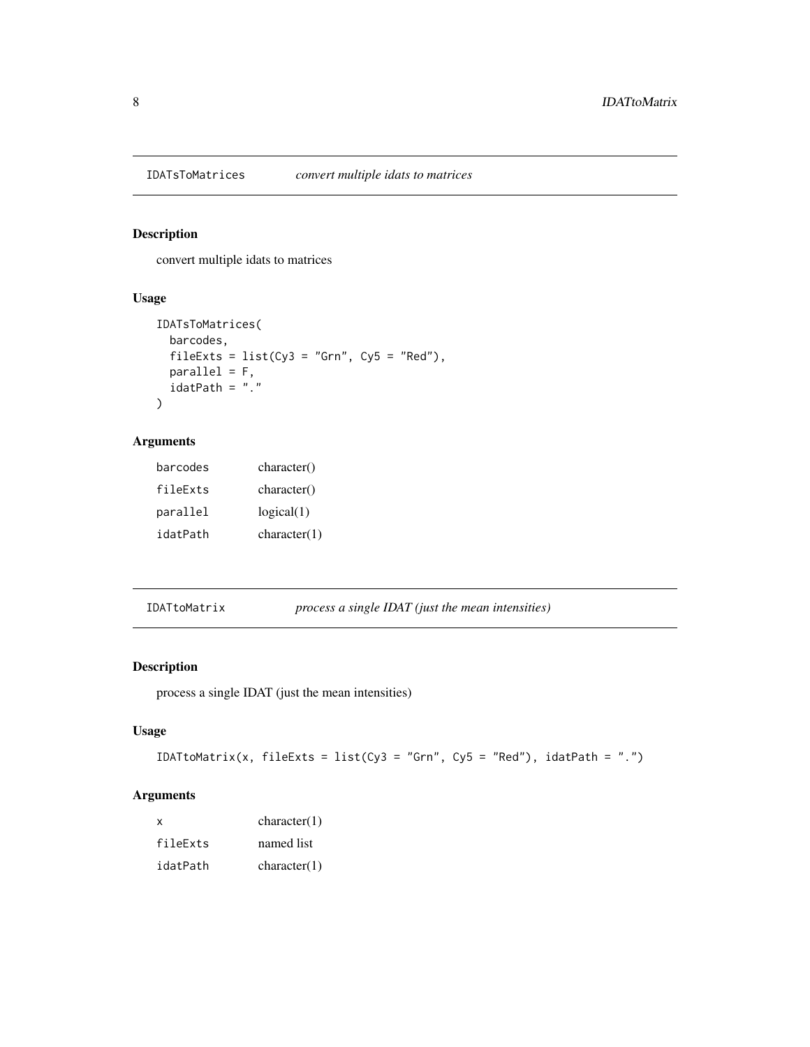## IDATsToMatrices — *convert multiple idats to matrices*

### Description

convert multiple idats to matrices

### Usage

```
IDATsToMatrices(
  barcodes,
  fileExts = list(Cy3 = "Grn", Cy5 = "Red"),
  parallel = F,
  idatPath = "."
)
```

### Arguments

| | |
|---|---|
| barcodes | character() |
| fileExts | character() |
| parallel | logical(1) |
| idatPath | character(1) |

## IDATtoMatrix — *process a single IDAT (just the mean intensities)*

### Description

process a single IDAT (just the mean intensities)

### Usage

```
IDATtoMatrix(x, fileExts = list(Cy3 = "Grn", Cy5 = "Red"), idatPath = ".")
```

### Arguments

| | |
|---|---|
| x | character(1) |
| fileExts | named list |
| idatPath | character(1) |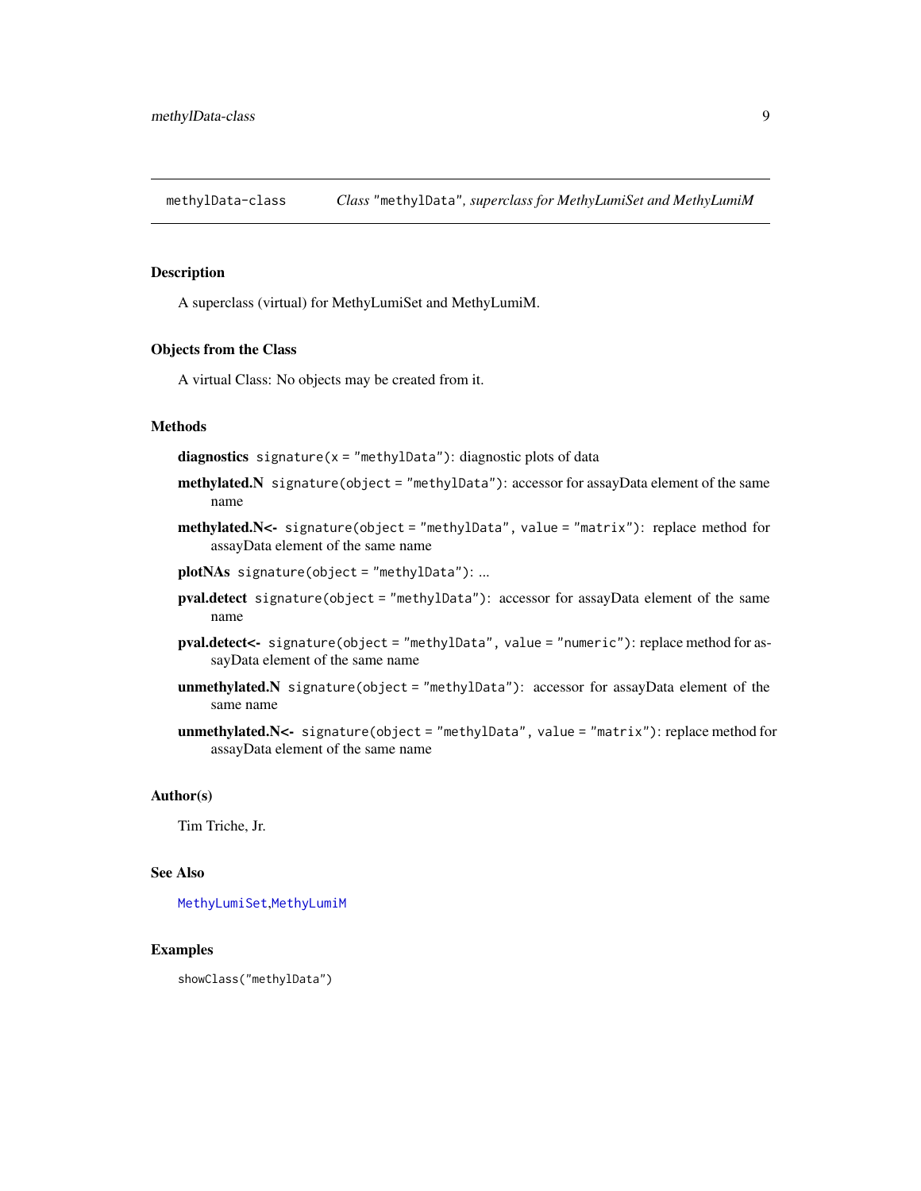## methylData-class    *Class "methylData", superclass for MethyLumiSet and MethyLumiM*

### Description

A superclass (virtual) for MethyLumiSet and MethyLumiM.

### Objects from the Class

A virtual Class: No objects may be created from it.

### Methods

**diagnostics** `signature(x = "methylData")`: diagnostic plots of data

**methylated.N** `signature(object = "methylData")`: accessor for assayData element of the same name

**methylated.N<-** `signature(object = "methylData", value = "matrix")`: replace method for assayData element of the same name

**plotNAs** `signature(object = "methylData")`: ...

**pval.detect** `signature(object = "methylData")`: accessor for assayData element of the same name

**pval.detect<-** `signature(object = "methylData", value = "numeric")`: replace method for assayData element of the same name

**unmethylated.N** `signature(object = "methylData")`: accessor for assayData element of the same name

**unmethylated.N<-** `signature(object = "methylData", value = "matrix")`: replace method for assayData element of the same name

### Author(s)

Tim Triche, Jr.

### See Also

`MethyLumiSet`,`MethyLumiM`

### Examples

```
showClass("methylData")
```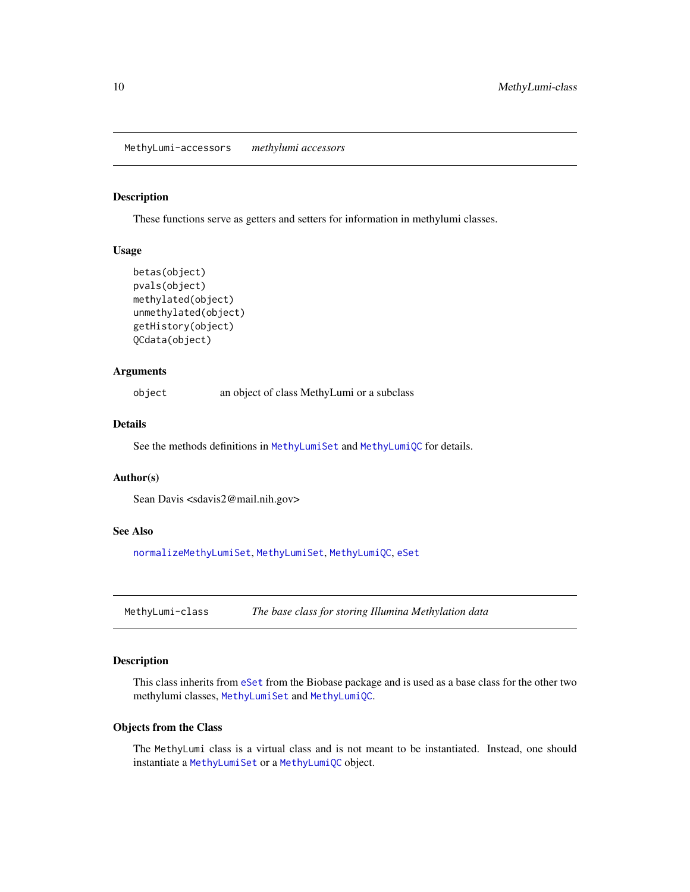## MethyLumi-accessors *methylumi accessors*

### Description

These functions serve as getters and setters for information in methylumi classes.

### Usage

```
betas(object)
pvals(object)
methylated(object)
unmethylated(object)
getHistory(object)
QCdata(object)
```

### Arguments

| | |
|---|---|
| object | an object of class MethyLumi or a subclass |

### Details

See the methods definitions in `MethyLumiSet` and `MethyLumiQC` for details.

### Author(s)

Sean Davis <sdavis2@mail.nih.gov>

### See Also

`normalizeMethyLumiSet`, `MethyLumiSet`, `MethyLumiQC`, `eSet`

## MethyLumi-class *The base class for storing Illumina Methylation data*

### Description

This class inherits from `eSet` from the Biobase package and is used as a base class for the other two methylumi classes, `MethyLumiSet` and `MethyLumiQC`.

### Objects from the Class

The `MethyLumi` class is a virtual class and is not meant to be instantiated. Instead, one should instantiate a `MethyLumiSet` or a `MethyLumiQC` object.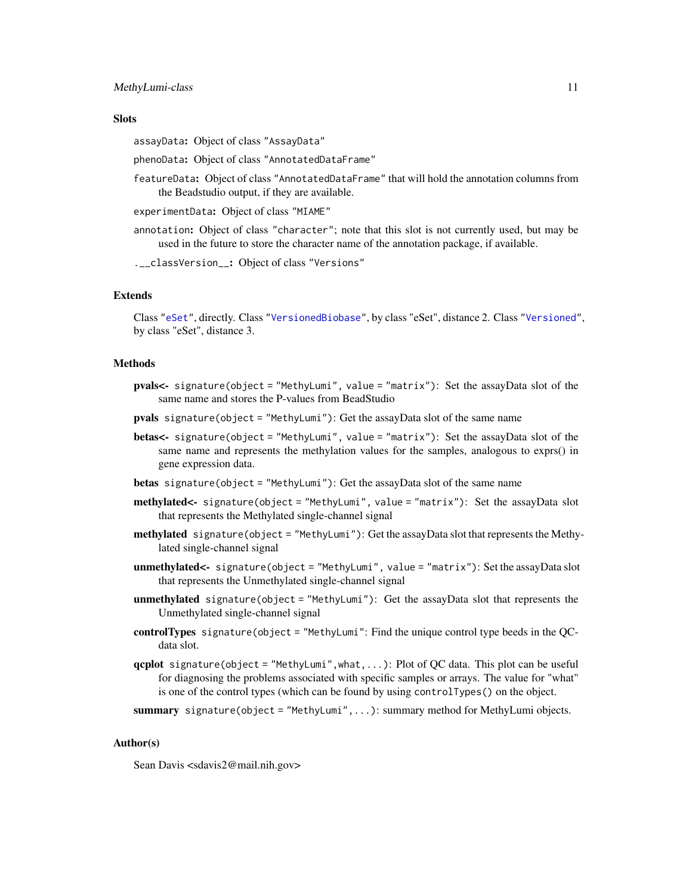### Slots

`assayData`: Object of class `"AssayData"`

`phenoData`: Object of class `"AnnotatedDataFrame"`

`featureData`: Object of class `"AnnotatedDataFrame"` that will hold the annotation columns from the Beadstudio output, if they are available.

`experimentData`: Object of class `"MIAME"`

`annotation`: Object of class `"character"`; note that this slot is not currently used, but may be used in the future to store the character name of the annotation package, if available.

`.__classVersion__`: Object of class `"Versions"`

### Extends

Class `"eSet"`, directly. Class `"VersionedBiobase"`, by class "eSet", distance 2. Class `"Versioned"`, by class "eSet", distance 3.

### Methods

**pvals<-** `signature(object = "MethyLumi", value = "matrix")`: Set the assayData slot of the same name and stores the P-values from BeadStudio

**pvals** `signature(object = "MethyLumi")`: Get the assayData slot of the same name

**betas<-** `signature(object = "MethyLumi", value = "matrix")`: Set the assayData slot of the same name and represents the methylation values for the samples, analogous to exprs() in gene expression data.

**betas** `signature(object = "MethyLumi")`: Get the assayData slot of the same name

**methylated<-** `signature(object = "MethyLumi", value = "matrix")`: Set the assayData slot that represents the Methylated single-channel signal

**methylated** `signature(object = "MethyLumi")`: Get the assayData slot that represents the Methylated single-channel signal

**unmethylated<-** `signature(object = "MethyLumi", value = "matrix")`: Set the assayData slot that represents the Unmethylated single-channel signal

**unmethylated** `signature(object = "MethyLumi")`: Get the assayData slot that represents the Unmethylated single-channel signal

**controlTypes** `signature(object = "MethyLumi"`: Find the unique control type beeds in the QC-data slot.

**qcplot** `signature(object = "MethyLumi",what,...)`: Plot of QC data. This plot can be useful for diagnosing the problems associated with specific samples or arrays. The value for "what" is one of the control types (which can be found by using `controlTypes()` on the object.

**summary** `signature(object = "MethyLumi",...)`: summary method for MethyLumi objects.

### Author(s)

Sean Davis <sdavis2@mail.nih.gov>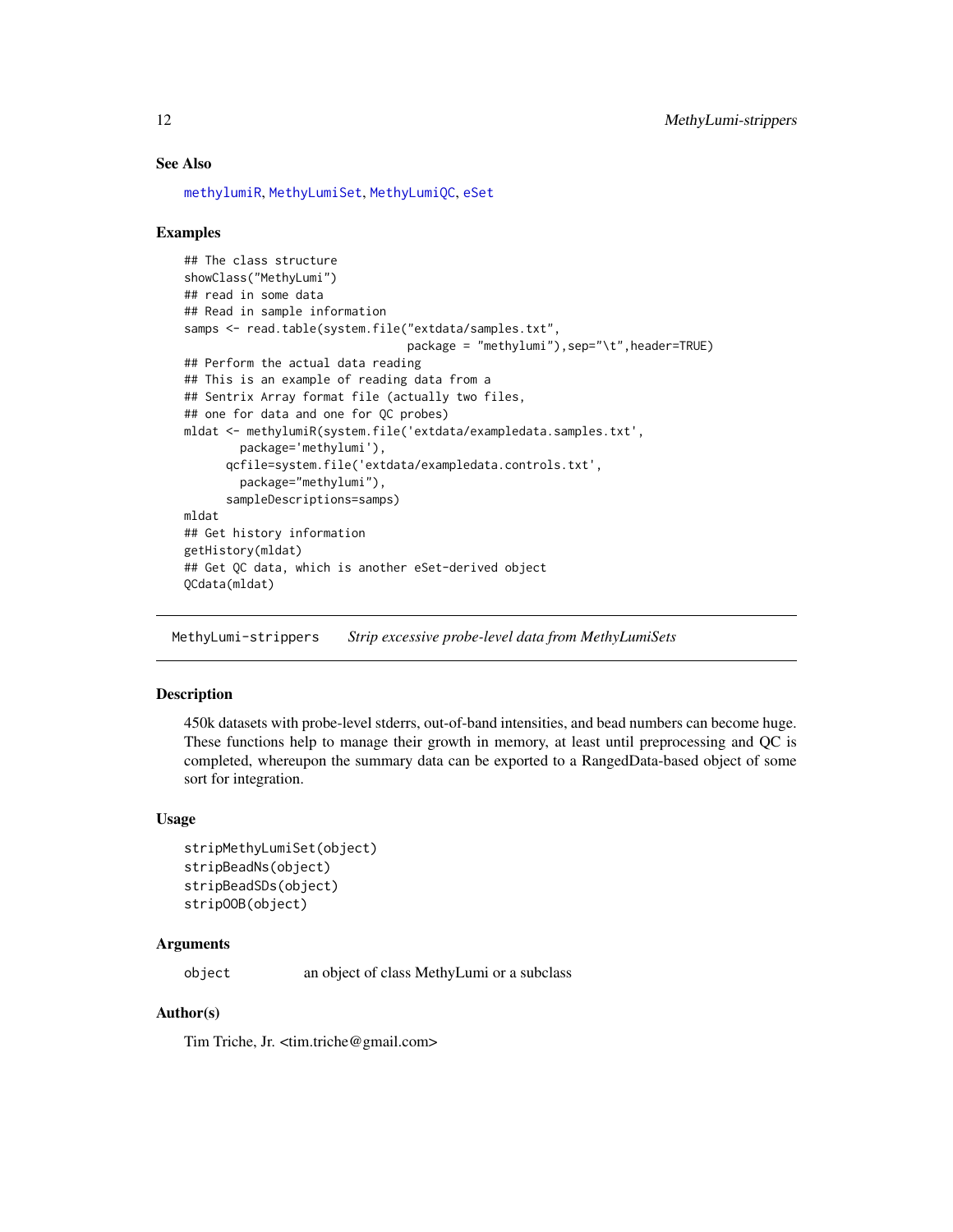## See Also

methylumiR, MethyLumiSet, MethyLumiQC, eSet

## Examples

```
## The class structure
showClass("MethyLumi")
## read in some data
## Read in sample information
samps <- read.table(system.file("extdata/samples.txt",
                                package = "methylumi"),sep="\t",header=TRUE)
## Perform the actual data reading
## This is an example of reading data from a
## Sentrix Array format file (actually two files,
## one for data and one for QC probes)
mldat <- methylumiR(system.file('extdata/exampledata.samples.txt',
        package='methylumi'),
      qcfile=system.file('extdata/exampledata.controls.txt',
        package="methylumi"),
      sampleDescriptions=samps)
mldat
## Get history information
getHistory(mldat)
## Get QC data, which is another eSet-derived object
QCdata(mldat)
```

---

# MethyLumi-strippers *Strip excessive probe-level data from MethyLumiSets*

## Description

450k datasets with probe-level stderrs, out-of-band intensities, and bead numbers can become huge. These functions help to manage their growth in memory, at least until preprocessing and QC is completed, whereupon the summary data can be exported to a RangedData-based object of some sort for integration.

## Usage

```
stripMethyLumiSet(object)
stripBeadNs(object)
stripBeadSDs(object)
stripOOB(object)
```

## Arguments

| | |
|---|---|
| object | an object of class MethyLumi or a subclass |

## Author(s)

Tim Triche, Jr. <tim.triche@gmail.com>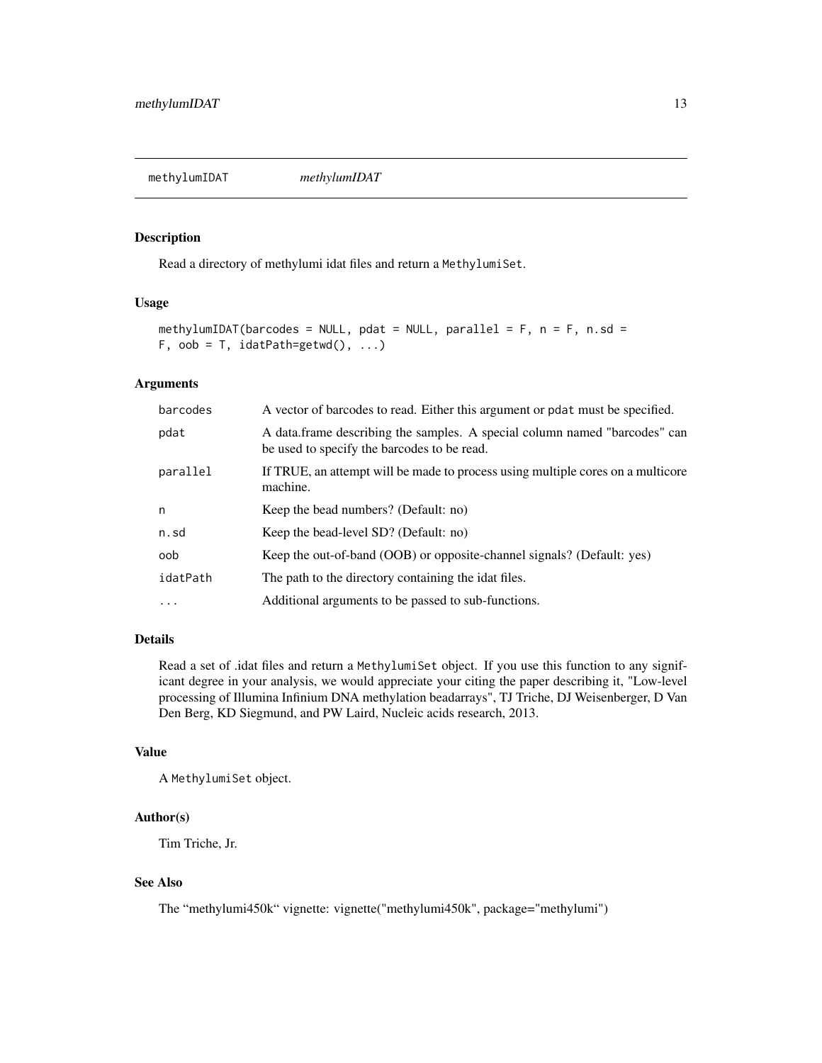## methylumIDAT *methylumIDAT*

### Description

Read a directory of methylumi idat files and return a `MethylumiSet`.

### Usage

```
methylumIDAT(barcodes = NULL, pdat = NULL, parallel = F, n = F, n.sd =
F, oob = T, idatPath=getwd(), ...)
```

### Arguments

| | |
|---|---|
| `barcodes` | A vector of barcodes to read. Either this argument or `pdat` must be specified. |
| `pdat` | A data.frame describing the samples. A special column named "barcodes" can be used to specify the barcodes to be read. |
| `parallel` | If TRUE, an attempt will be made to process using multiple cores on a multicore machine. |
| `n` | Keep the bead numbers? (Default: no) |
| `n.sd` | Keep the bead-level SD? (Default: no) |
| `oob` | Keep the out-of-band (OOB) or opposite-channel signals? (Default: yes) |
| `idatPath` | The path to the directory containing the idat files. |
| `...` | Additional arguments to be passed to sub-functions. |

### Details

Read a set of .idat files and return a `MethylumiSet` object. If you use this function to any significant degree in your analysis, we would appreciate your citing the paper describing it, "Low-level processing of Illumina Infinium DNA methylation beadarrays", TJ Triche, DJ Weisenberger, D Van Den Berg, KD Siegmund, and PW Laird, Nucleic acids research, 2013.

### Value

A `MethylumiSet` object.

### Author(s)

Tim Triche, Jr.

### See Also

The "methylumi450k" vignette: vignette("methylumi450k", package="methylumi")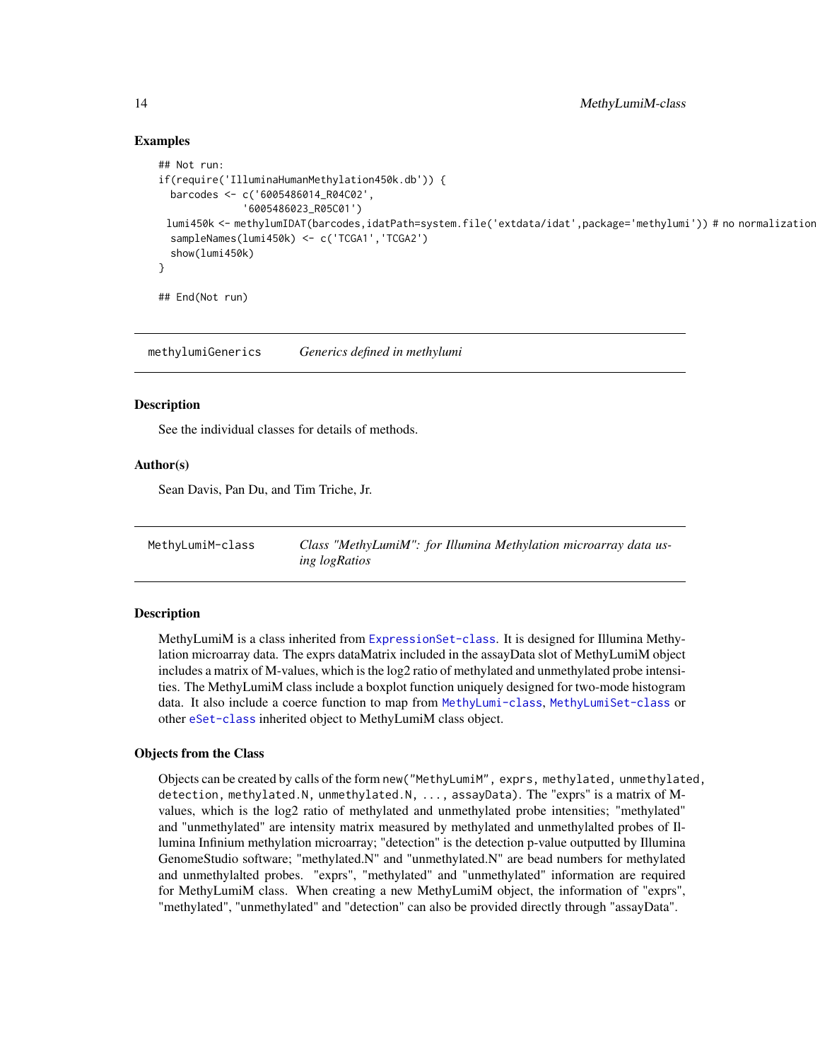### Examples

```
## Not run:
if(require('IlluminaHumanMethylation450k.db')) {
  barcodes <- c('6005486014_R04C02',
               '6005486023_R05C01')
 lumi450k <- methylumIDAT(barcodes,idatPath=system.file('extdata/idat',package='methylumi')) # no normalization
  sampleNames(lumi450k) <- c('TCGA1','TCGA2')
  show(lumi450k)
}

## End(Not run)
```

---

## methylumiGenerics — *Generics defined in methylumi*

### Description

See the individual classes for details of methods.

### Author(s)

Sean Davis, Pan Du, and Tim Triche, Jr.

---

## MethyLumiM-class — *Class "MethyLumiM": for Illumina Methylation microarray data using logRatios*

### Description

MethyLumiM is a class inherited from ExpressionSet-class. It is designed for Illumina Methylation microarray data. The exprs dataMatrix included in the assayData slot of MethyLumiM object includes a matrix of M-values, which is the log2 ratio of methylated and unmethylated probe intensities. The MethyLumiM class include a boxplot function uniquely designed for two-mode histogram data. It also include a coerce function to map from MethyLumi-class, MethyLumiSet-class or other eSet-class inherited object to MethyLumiM class object.

### Objects from the Class

Objects can be created by calls of the form `new("MethyLumiM", exprs, methylated, unmethylated, detection, methylated.N, unmethylated.N, ..., assayData)`. The "exprs" is a matrix of M-values, which is the log2 ratio of methylated and unmethylated probe intensities; "methylated" and "unmethylated" are intensity matrix measured by methylated and unmethylalted probes of Illumina Infinium methylation microarray; "detection" is the detection p-value outputted by Illumina GenomeStudio software; "methylated.N" and "unmethylated.N" are bead numbers for methylated and unmethylalted probes. "exprs", "methylated" and "unmethylated" information are required for MethyLumiM class. When creating a new MethyLumiM object, the information of "exprs", "methylated", "unmethylated" and "detection" can also be provided directly through "assayData".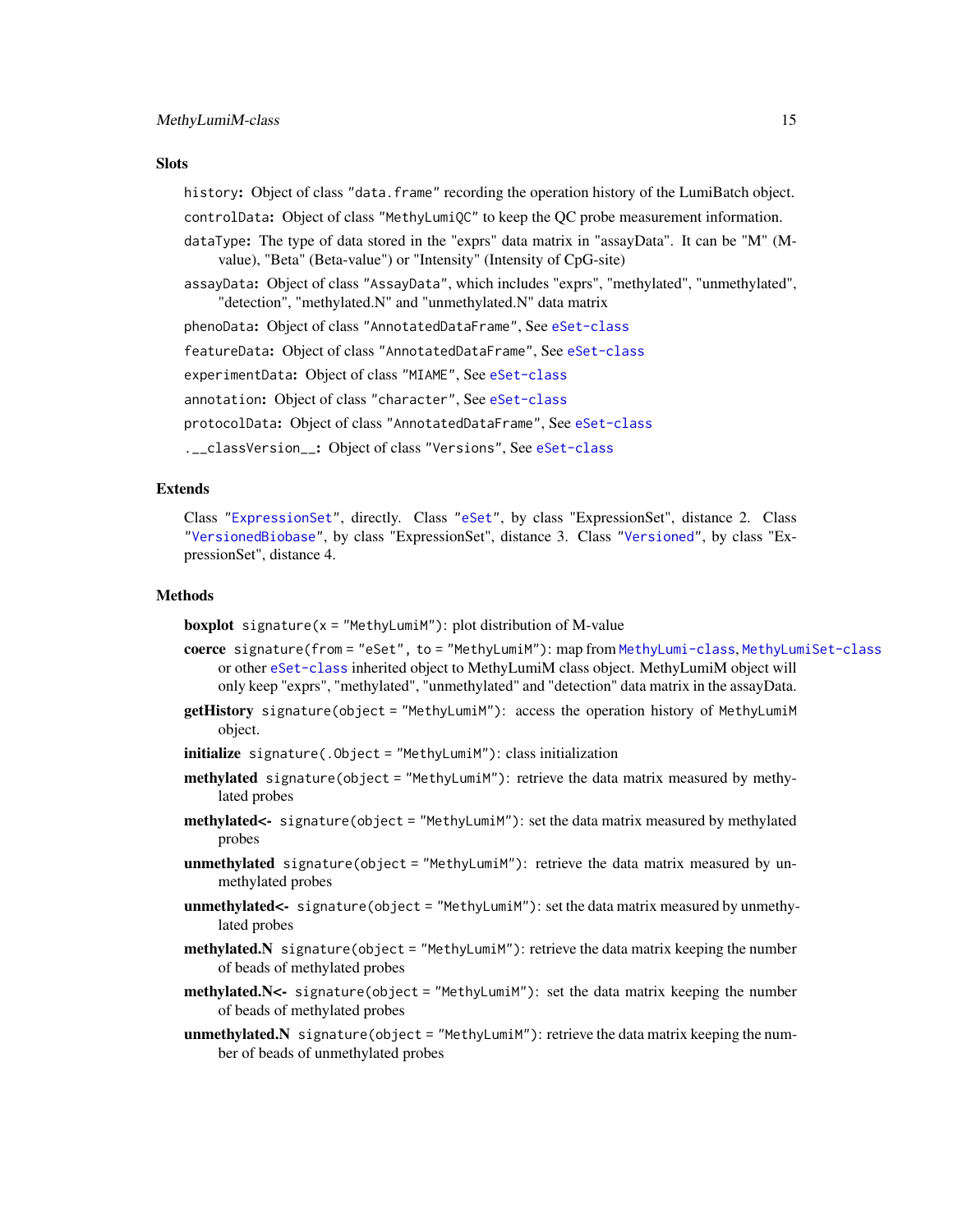## Slots

`history`: Object of class `"data.frame"` recording the operation history of the LumiBatch object.

`controlData`: Object of class `"MethyLumiQC"` to keep the QC probe measurement information.

`dataType`: The type of data stored in the "exprs" data matrix in "assayData". It can be "M" (M-value), "Beta" (Beta-value") or "Intensity" (Intensity of CpG-site)

`assayData`: Object of class `"AssayData"`, which includes "exprs", "methylated", "unmethylated", "detection", "methylated.N" and "unmethylated.N" data matrix

`phenoData`: Object of class `"AnnotatedDataFrame"`, See `eSet-class`

`featureData`: Object of class `"AnnotatedDataFrame"`, See `eSet-class`

`experimentData`: Object of class `"MIAME"`, See `eSet-class`

`annotation`: Object of class `"character"`, See `eSet-class`

`protocolData`: Object of class `"AnnotatedDataFrame"`, See `eSet-class`

`.__classVersion__`: Object of class `"Versions"`, See `eSet-class`

## Extends

Class `"ExpressionSet"`, directly. Class `"eSet"`, by class "ExpressionSet", distance 2. Class `"VersionedBiobase"`, by class "ExpressionSet", distance 3. Class `"Versioned"`, by class "ExpressionSet", distance 4.

## Methods

**boxplot** `signature(x = "MethyLumiM")`: plot distribution of M-value

**coerce** `signature(from = "eSet", to = "MethyLumiM")`: map from `MethyLumi-class`, `MethyLumiSet-class` or other `eSet-class` inherited object to MethyLumiM class object. MethyLumiM object will only keep "exprs", "methylated", "unmethylated" and "detection" data matrix in the assayData.

**getHistory** `signature(object = "MethyLumiM")`: access the operation history of `MethyLumiM` object.

**initialize** `signature(.Object = "MethyLumiM")`: class initialization

**methylated** `signature(object = "MethyLumiM")`: retrieve the data matrix measured by methylated probes

**methylated<-** `signature(object = "MethyLumiM")`: set the data matrix measured by methylated probes

**unmethylated** `signature(object = "MethyLumiM")`: retrieve the data matrix measured by unmethylated probes

**unmethylated<-** `signature(object = "MethyLumiM")`: set the data matrix measured by unmethylated probes

**methylated.N** `signature(object = "MethyLumiM")`: retrieve the data matrix keeping the number of beads of methylated probes

**methylated.N<-** `signature(object = "MethyLumiM")`: set the data matrix keeping the number of beads of methylated probes

**unmethylated.N** `signature(object = "MethyLumiM")`: retrieve the data matrix keeping the number of beads of unmethylated probes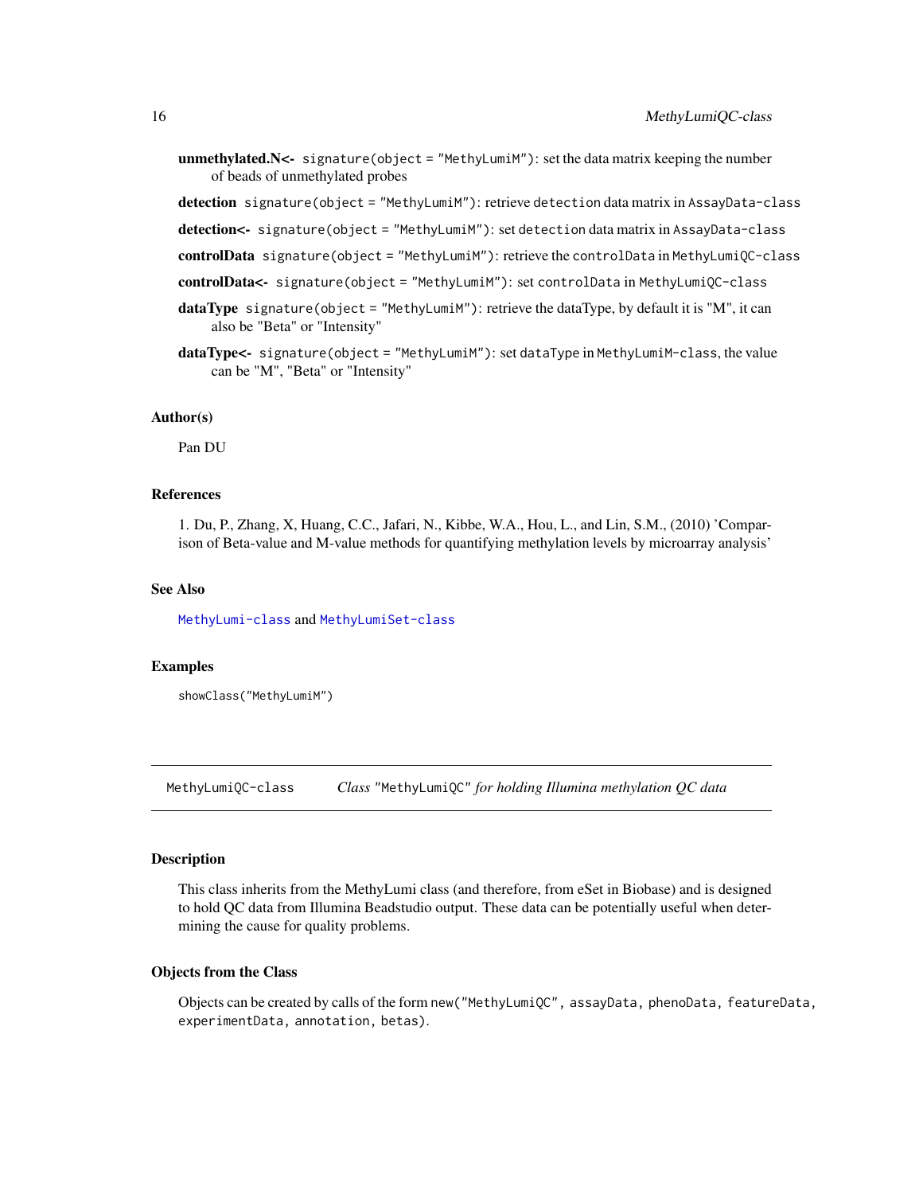**unmethylated.N<-** `signature(object = "MethyLumiM")`: set the data matrix keeping the number of beads of unmethylated probes

**detection** `signature(object = "MethyLumiM")`: retrieve `detection` data matrix in `AssayData-class`

**detection<-** `signature(object = "MethyLumiM")`: set `detection` data matrix in `AssayData-class`

**controlData** `signature(object = "MethyLumiM")`: retrieve the `controlData` in `MethyLumiQC-class`

**controlData<-** `signature(object = "MethyLumiM")`: set `controlData` in `MethyLumiQC-class`

**dataType** `signature(object = "MethyLumiM")`: retrieve the dataType, by default it is "M", it can also be "Beta" or "Intensity"

**dataType<-** `signature(object = "MethyLumiM")`: set `dataType` in `MethyLumiM-class`, the value can be "M", "Beta" or "Intensity"

### Author(s)

Pan DU

### References

1. Du, P., Zhang, X, Huang, C.C., Jafari, N., Kibbe, W.A., Hou, L., and Lin, S.M., (2010) 'Comparison of Beta-value and M-value methods for quantifying methylation levels by microarray analysis'

### See Also

`MethyLumi-class` and `MethyLumiSet-class`

### Examples

```
showClass("MethyLumiM")
```

---

## MethyLumiQC-class &nbsp;&nbsp;&nbsp; *Class* "MethyLumiQC" *for holding Illumina methylation QC data*

### Description

This class inherits from the MethyLumi class (and therefore, from eSet in Biobase) and is designed to hold QC data from Illumina Beadstudio output. These data can be potentially useful when determining the cause for quality problems.

### Objects from the Class

Objects can be created by calls of the form `new("MethyLumiQC", assayData, phenoData, featureData, experimentData, annotation, betas)`.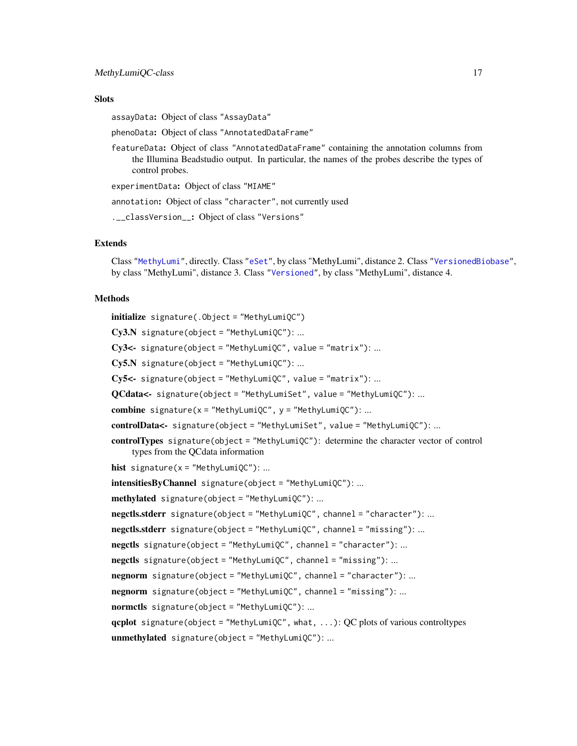## Slots

**`assayData`:** Object of class "AssayData"

**`phenoData`:** Object of class "AnnotatedDataFrame"

**`featureData`:** Object of class "AnnotatedDataFrame" containing the annotation columns from the Illumina Beadstudio output. In particular, the names of the probes describe the types of control probes.

**`experimentData`:** Object of class "MIAME"

**`annotation`:** Object of class "character", not currently used

**`.__classVersion__`:** Object of class "Versions"

## Extends

Class "MethyLumi", directly. Class "eSet", by class "MethyLumi", distance 2. Class "VersionedBiobase", by class "MethyLumi", distance 3. Class "Versioned", by class "MethyLumi", distance 4.

## Methods

**initialize** `signature(.Object = "MethyLumiQC")`

**Cy3.N** `signature(object = "MethyLumiQC")`: ...

**Cy3<-** `signature(object = "MethyLumiQC", value = "matrix")`: ...

**Cy5.N** `signature(object = "MethyLumiQC")`: ...

**Cy5<-** `signature(object = "MethyLumiQC", value = "matrix")`: ...

**QCdata<-** `signature(object = "MethyLumiSet", value = "MethyLumiQC")`: ...

**combine** `signature(x = "MethyLumiQC", y = "MethyLumiQC")`: ...

**controlData<-** `signature(object = "MethyLumiSet", value = "MethyLumiQC")`: ...

**controlTypes** `signature(object = "MethyLumiQC")`: determine the character vector of control types from the QCdata information

**hist** `signature(x = "MethyLumiQC")`: ...

**intensitiesByChannel** `signature(object = "MethyLumiQC")`: ...

**methylated** `signature(object = "MethyLumiQC")`: ...

**negctls.stderr** `signature(object = "MethyLumiQC", channel = "character")`: ...

**negctls.stderr** `signature(object = "MethyLumiQC", channel = "missing")`: ...

**negctls** `signature(object = "MethyLumiQC", channel = "character")`: ...

**negctls** `signature(object = "MethyLumiQC", channel = "missing")`: ...

**negnorm** `signature(object = "MethyLumiQC", channel = "character")`: ...

**negnorm** `signature(object = "MethyLumiQC", channel = "missing")`: ...

**normctls** `signature(object = "MethyLumiQC")`: ...

**qcplot** `signature(object = "MethyLumiQC", what, ...)`: QC plots of various controltypes

**unmethylated** `signature(object = "MethyLumiQC")`: ...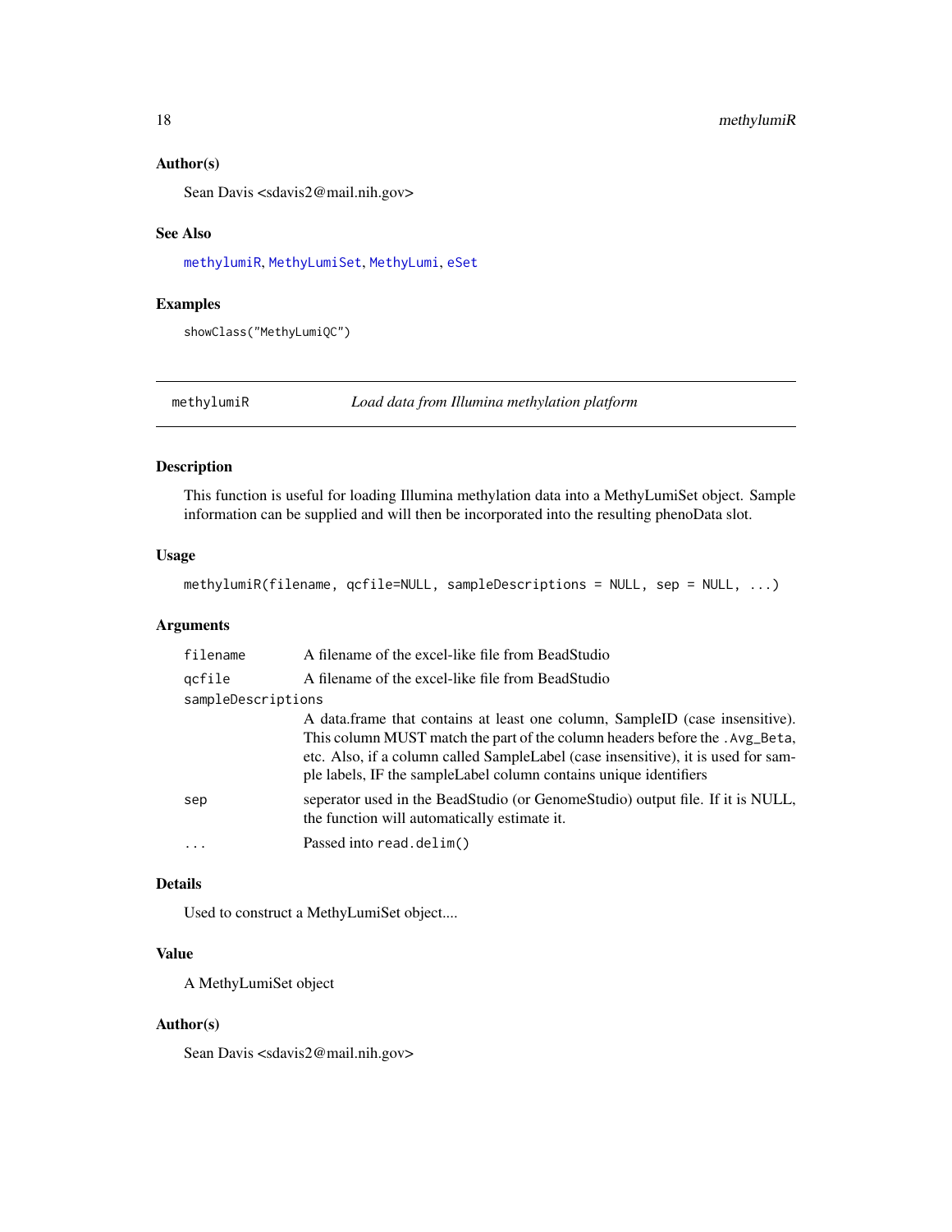### Author(s)

Sean Davis <sdavis2@mail.nih.gov>

### See Also

methylumiR, MethyLumiSet, MethyLumi, eSet

### Examples

```
showClass("MethyLumiQC")
```

---

## methylumiR *Load data from Illumina methylation platform*

---

### Description

This function is useful for loading Illumina methylation data into a MethyLumiSet object. Sample information can be supplied and will then be incorporated into the resulting phenoData slot.

### Usage

```
methylumiR(filename, qcfile=NULL, sampleDescriptions = NULL, sep = NULL, ...)
```

### Arguments

| | |
|---|---|
| `filename` | A filename of the excel-like file from BeadStudio |
| `qcfile` | A filename of the excel-like file from BeadStudio |
| `sampleDescriptions` | A data.frame that contains at least one column, SampleID (case insensitive). This column MUST match the part of the column headers before the `.Avg_Beta`, etc. Also, if a column called SampleLabel (case insensitive), it is used for sample labels, IF the sampleLabel column contains unique identifiers |
| `sep` | seperator used in the BeadStudio (or GenomeStudio) output file. If it is NULL, the function will automatically estimate it. |
| `...` | Passed into `read.delim()` |

### Details

Used to construct a MethyLumiSet object....

### Value

A MethyLumiSet object

### Author(s)

Sean Davis <sdavis2@mail.nih.gov>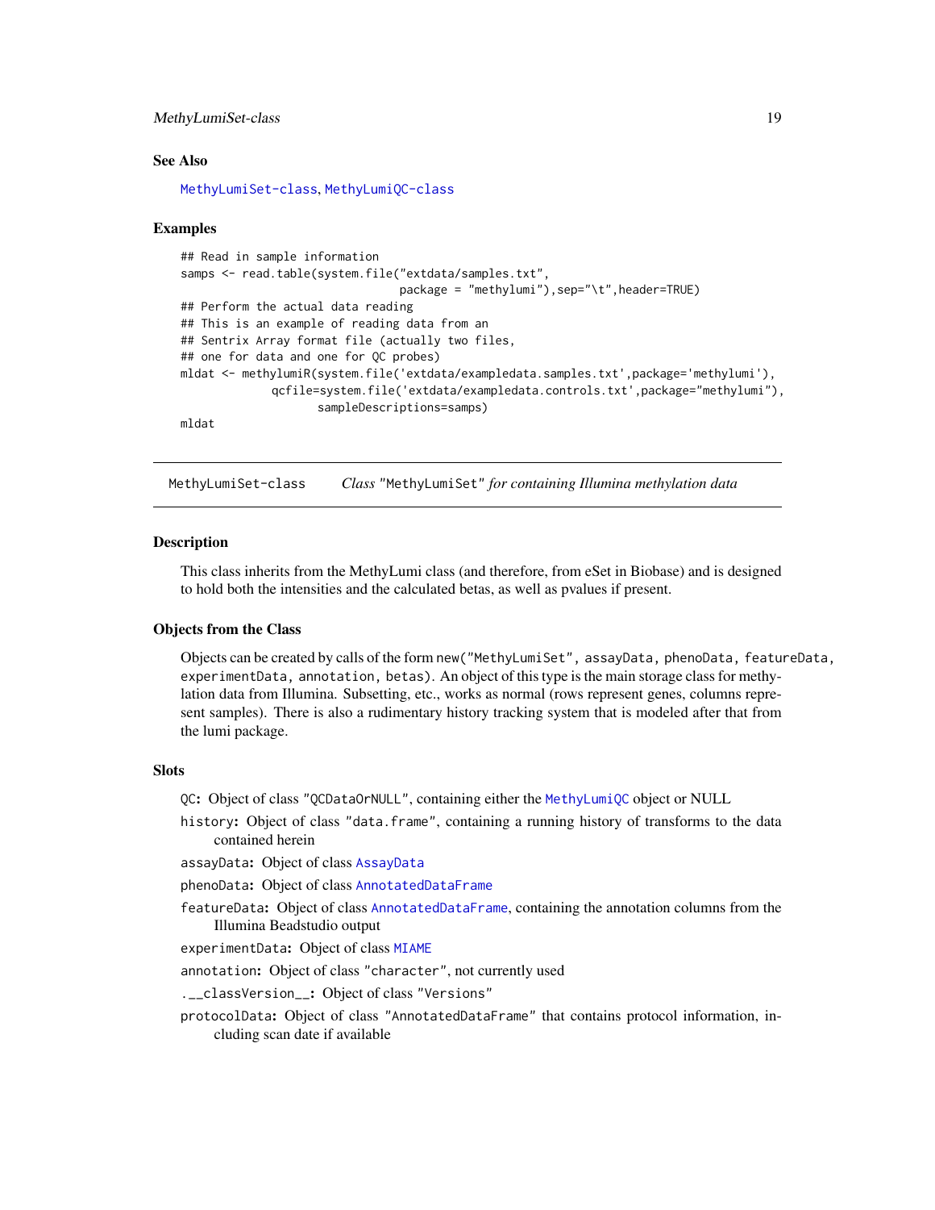### See Also

MethyLumiSet-class, MethyLumiQC-class

### Examples

```
## Read in sample information
samps <- read.table(system.file("extdata/samples.txt",
                                package = "methylumi"),sep="\t",header=TRUE)
## Perform the actual data reading
## This is an example of reading data from an
## Sentrix Array format file (actually two files,
## one for data and one for QC probes)
mldat <- methylumiR(system.file('extdata/exampledata.samples.txt',package='methylumi'),
            qcfile=system.file('extdata/exampledata.controls.txt',package="methylumi"),
                   sampleDescriptions=samps)
mldat
```

---

## MethyLumiSet-class    *Class* "MethyLumiSet" *for containing Illumina methylation data*

### Description

This class inherits from the MethyLumi class (and therefore, from eSet in Biobase) and is designed to hold both the intensities and the calculated betas, as well as pvalues if present.

### Objects from the Class

Objects can be created by calls of the form `new("MethyLumiSet", assayData, phenoData, featureData, experimentData, annotation, betas)`. An object of this type is the main storage class for methylation data from Illumina. Subsetting, etc., works as normal (rows represent genes, columns represent samples). There is also a rudimentary history tracking system that is modeled after that from the lumi package.

### Slots

**`QC`:** Object of class "QCDataOrNULL", containing either the MethyLumiQC object or NULL

**`history`:** Object of class "data.frame", containing a running history of transforms to the data contained herein

**`assayData`:** Object of class AssayData

**`phenoData`:** Object of class AnnotatedDataFrame

**`featureData`:** Object of class AnnotatedDataFrame, containing the annotation columns from the Illumina Beadstudio output

**`experimentData`:** Object of class MIAME

**`annotation`:** Object of class "character", not currently used

**`.__classVersion__`:** Object of class "Versions"

**`protocolData`:** Object of class "AnnotatedDataFrame" that contains protocol information, including scan date if available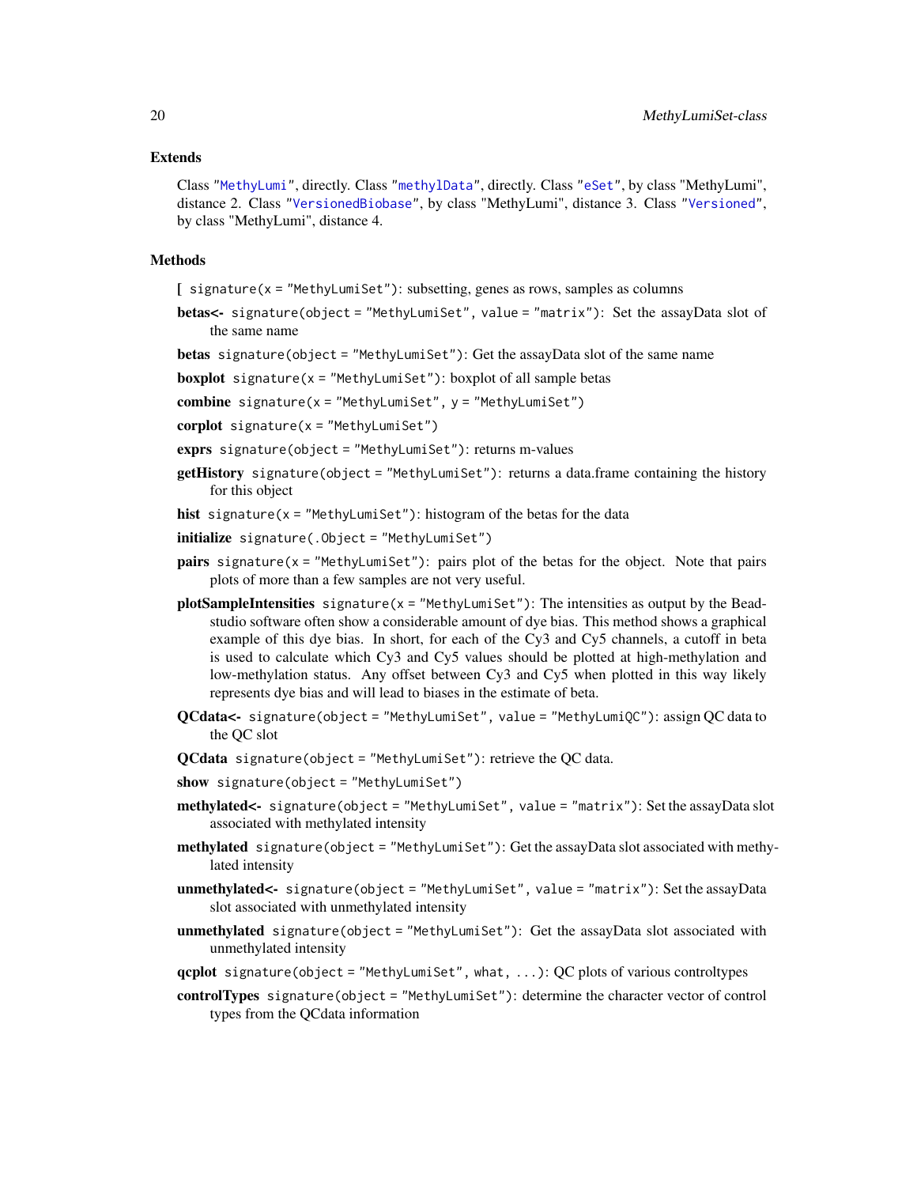### Extends

Class "MethyLumi", directly. Class "methylData", directly. Class "eSet", by class "MethyLumi", distance 2. Class "VersionedBiobase", by class "MethyLumi", distance 3. Class "Versioned", by class "MethyLumi", distance 4.

### Methods

**[** `signature(x = "MethyLumiSet")`: subsetting, genes as rows, samples as columns

**betas<-** `signature(object = "MethyLumiSet", value = "matrix")`: Set the assayData slot of the same name

**betas** `signature(object = "MethyLumiSet")`: Get the assayData slot of the same name

**boxplot** `signature(x = "MethyLumiSet")`: boxplot of all sample betas

**combine** `signature(x = "MethyLumiSet", y = "MethyLumiSet")`

**corplot** `signature(x = "MethyLumiSet")`

**exprs** `signature(object = "MethyLumiSet")`: returns m-values

**getHistory** `signature(object = "MethyLumiSet")`: returns a data.frame containing the history for this object

**hist** `signature(x = "MethyLumiSet")`: histogram of the betas for the data

**initialize** `signature(.Object = "MethyLumiSet")`

**pairs** `signature(x = "MethyLumiSet")`: pairs plot of the betas for the object. Note that pairs plots of more than a few samples are not very useful.

**plotSampleIntensities** `signature(x = "MethyLumiSet")`: The intensities as output by the Beadstudio software often show a considerable amount of dye bias. This method shows a graphical example of this dye bias. In short, for each of the Cy3 and Cy5 channels, a cutoff in beta is used to calculate which Cy3 and Cy5 values should be plotted at high-methylation and low-methylation status. Any offset between Cy3 and Cy5 when plotted in this way likely represents dye bias and will lead to biases in the estimate of beta.

**QCdata<-** `signature(object = "MethyLumiSet", value = "MethyLumiQC")`: assign QC data to the QC slot

**QCdata** `signature(object = "MethyLumiSet")`: retrieve the QC data.

**show** `signature(object = "MethyLumiSet")`

**methylated<-** `signature(object = "MethyLumiSet", value = "matrix")`: Set the assayData slot associated with methylated intensity

**methylated** `signature(object = "MethyLumiSet")`: Get the assayData slot associated with methylated intensity

**unmethylated<-** `signature(object = "MethyLumiSet", value = "matrix")`: Set the assayData slot associated with unmethylated intensity

**unmethylated** `signature(object = "MethyLumiSet")`: Get the assayData slot associated with unmethylated intensity

**qcplot** `signature(object = "MethyLumiSet", what, ...)`: QC plots of various controltypes

**controlTypes** `signature(object = "MethyLumiSet")`: determine the character vector of control types from the QCdata information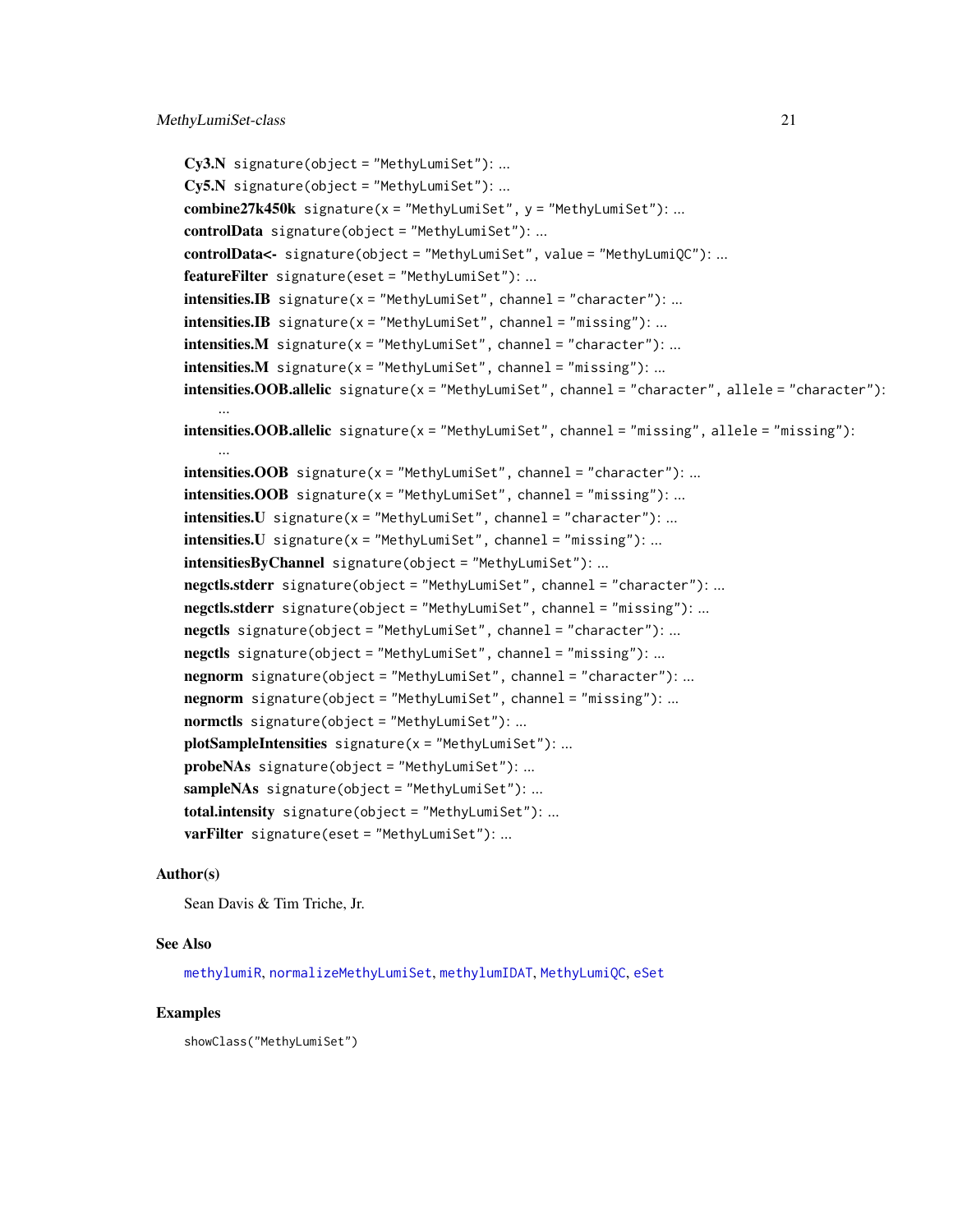**Cy3.N** `signature(object = "MethyLumiSet")`: ...

**Cy5.N** `signature(object = "MethyLumiSet")`: ...

**combine27k450k** `signature(x = "MethyLumiSet", y = "MethyLumiSet")`: ...

**controlData** `signature(object = "MethyLumiSet")`: ...

**controlData<-** `signature(object = "MethyLumiSet", value = "MethyLumiQC")`: ...

**featureFilter** `signature(eset = "MethyLumiSet")`: ...

**intensities.IB** `signature(x = "MethyLumiSet", channel = "character")`: ...

**intensities.IB** `signature(x = "MethyLumiSet", channel = "missing")`: ...

**intensities.M** `signature(x = "MethyLumiSet", channel = "character")`: ...

**intensities.M** `signature(x = "MethyLumiSet", channel = "missing")`: ...

**intensities.OOB.allelic** `signature(x = "MethyLumiSet", channel = "character", allele = "character")`: ...

**intensities.OOB.allelic** `signature(x = "MethyLumiSet", channel = "missing", allele = "missing")`: ...

**intensities.OOB** `signature(x = "MethyLumiSet", channel = "character")`: ...

**intensities.OOB** `signature(x = "MethyLumiSet", channel = "missing")`: ...

**intensities.U** `signature(x = "MethyLumiSet", channel = "character")`: ...

**intensities.U** `signature(x = "MethyLumiSet", channel = "missing")`: ...

**intensitiesByChannel** `signature(object = "MethyLumiSet")`: ...

**negctls.stderr** `signature(object = "MethyLumiSet", channel = "character")`: ...

**negctls.stderr** `signature(object = "MethyLumiSet", channel = "missing")`: ...

**negctls** `signature(object = "MethyLumiSet", channel = "character")`: ...

**negctls** `signature(object = "MethyLumiSet", channel = "missing")`: ...

**negnorm** `signature(object = "MethyLumiSet", channel = "character")`: ...

**negnorm** `signature(object = "MethyLumiSet", channel = "missing")`: ...

**normctls** `signature(object = "MethyLumiSet")`: ...

**plotSampleIntensities** `signature(x = "MethyLumiSet")`: ...

**probeNAs** `signature(object = "MethyLumiSet")`: ...

**sampleNAs** `signature(object = "MethyLumiSet")`: ...

**total.intensity** `signature(object = "MethyLumiSet")`: ...

**varFilter** `signature(eset = "MethyLumiSet")`: ...

## Author(s)

Sean Davis & Tim Triche, Jr.

## See Also

`methylumiR`, `normalizeMethyLumiSet`, `methylumIDAT`, `MethyLumiQC`, `eSet`

## Examples

```
showClass("MethyLumiSet")
```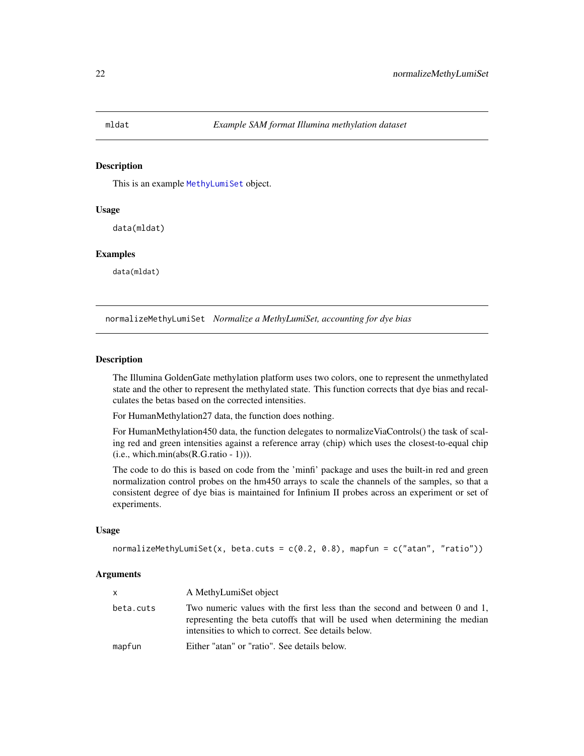## mldat *Example SAM format Illumina methylation dataset*

### Description

This is an example MethyLumiSet object.

### Usage

```
data(mldat)
```

### Examples

```
data(mldat)
```

## normalizeMethyLumiSet *Normalize a MethyLumiSet, accounting for dye bias*

### Description

The Illumina GoldenGate methylation platform uses two colors, one to represent the unmethylated state and the other to represent the methylated state. This function corrects that dye bias and recalculates the betas based on the corrected intensities.

For HumanMethylation27 data, the function does nothing.

For HumanMethylation450 data, the function delegates to normalizeViaControls() the task of scaling red and green intensities against a reference array (chip) which uses the closest-to-equal chip (i.e., which.min(abs(R.G.ratio - 1))).

The code to do this is based on code from the 'minfi' package and uses the built-in red and green normalization control probes on the hm450 arrays to scale the channels of the samples, so that a consistent degree of dye bias is maintained for Infinium II probes across an experiment or set of experiments.

### Usage

```
normalizeMethyLumiSet(x, beta.cuts = c(0.2, 0.8), mapfun = c("atan", "ratio"))
```

### Arguments

| | |
|---|---|
| x | A MethyLumiSet object |
| beta.cuts | Two numeric values with the first less than the second and between 0 and 1, representing the beta cutoffs that will be used when determining the median intensities to which to correct. See details below. |
| mapfun | Either "atan" or "ratio". See details below. |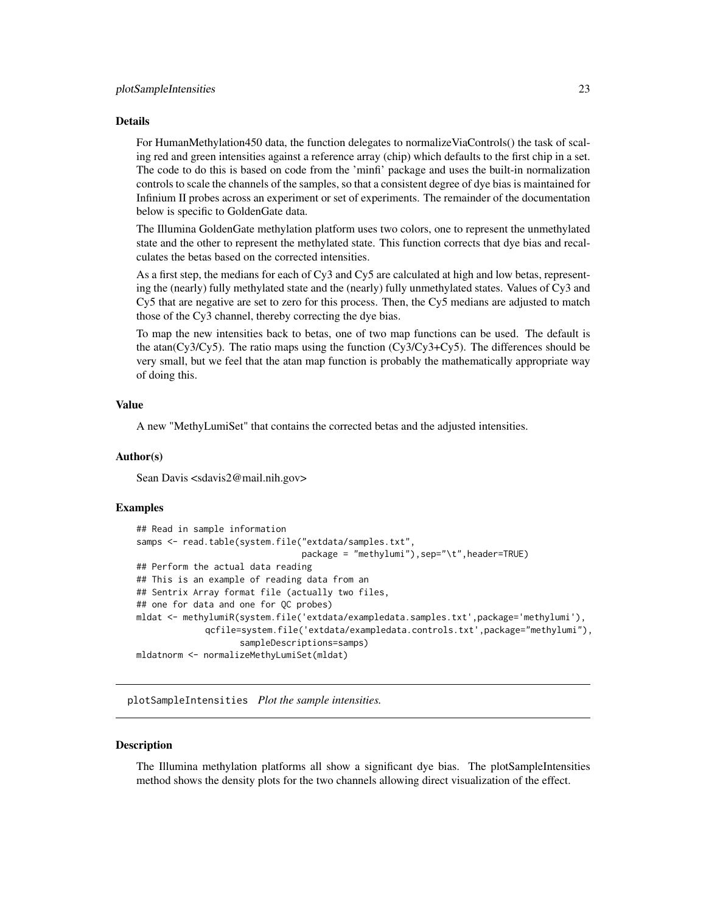### Details

For HumanMethylation450 data, the function delegates to normalizeViaControls() the task of scaling red and green intensities against a reference array (chip) which defaults to the first chip in a set. The code to do this is based on code from the 'minfi' package and uses the built-in normalization controls to scale the channels of the samples, so that a consistent degree of dye bias is maintained for Infinium II probes across an experiment or set of experiments. The remainder of the documentation below is specific to GoldenGate data.

The Illumina GoldenGate methylation platform uses two colors, one to represent the unmethylated state and the other to represent the methylated state. This function corrects that dye bias and recalculates the betas based on the corrected intensities.

As a first step, the medians for each of Cy3 and Cy5 are calculated at high and low betas, representing the (nearly) fully methylated state and the (nearly) fully unmethylated states. Values of Cy3 and Cy5 that are negative are set to zero for this process. Then, the Cy5 medians are adjusted to match those of the Cy3 channel, thereby correcting the dye bias.

To map the new intensities back to betas, one of two map functions can be used. The default is the atan(Cy3/Cy5). The ratio maps using the function (Cy3/Cy3+Cy5). The differences should be very small, but we feel that the atan map function is probably the mathematically appropriate way of doing this.

### Value

A new "MethyLumiSet" that contains the corrected betas and the adjusted intensities.

### Author(s)

Sean Davis <sdavis2@mail.nih.gov>

### Examples

```
## Read in sample information
samps <- read.table(system.file("extdata/samples.txt",
                                package = "methylumi"),sep="\t",header=TRUE)
## Perform the actual data reading
## This is an example of reading data from an
## Sentrix Array format file (actually two files,
## one for data and one for QC probes)
mldat <- methylumiR(system.file('extdata/exampledata.samples.txt',package='methylumi'),
             qcfile=system.file('extdata/exampledata.controls.txt',package="methylumi"),
                    sampleDescriptions=samps)
mldatnorm <- normalizeMethyLumiSet(mldat)
```

---

## plotSampleIntensities    *Plot the sample intensities.*

---

### Description

The Illumina methylation platforms all show a significant dye bias. The plotSampleIntensities method shows the density plots for the two channels allowing direct visualization of the effect.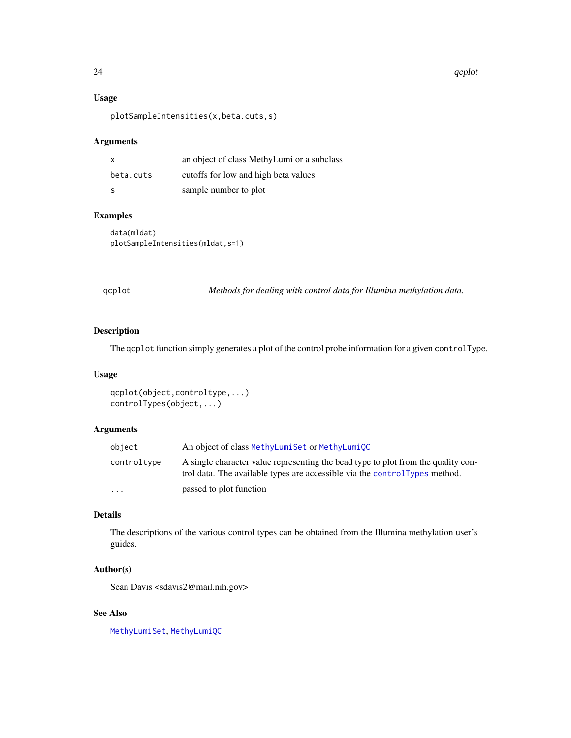### Usage

```
plotSampleIntensities(x,beta.cuts,s)
```

### Arguments

| | |
|---|---|
| x | an object of class MethyLumi or a subclass |
| beta.cuts | cutoffs for low and high beta values |
| s | sample number to plot |

### Examples

```
data(mldat)
plotSampleIntensities(mldat,s=1)
```

---

## qcplot — *Methods for dealing with control data for Illumina methylation data.*

---

### Description

The `qcplot` function simply generates a plot of the control probe information for a given `controlType`.

### Usage

```
qcplot(object,controltype,...)
controlTypes(object,...)
```

### Arguments

| | |
|---|---|
| object | An object of class `MethyLumiSet` or `MethyLumiQC` |
| controltype | A single character value representing the bead type to plot from the quality control data. The available types are accessible via the `controlTypes` method. |
| ... | passed to plot function |

### Details

The descriptions of the various control types can be obtained from the Illumina methylation user's guides.

### Author(s)

Sean Davis <sdavis2@mail.nih.gov>

### See Also

`MethyLumiSet`, `MethyLumiQC`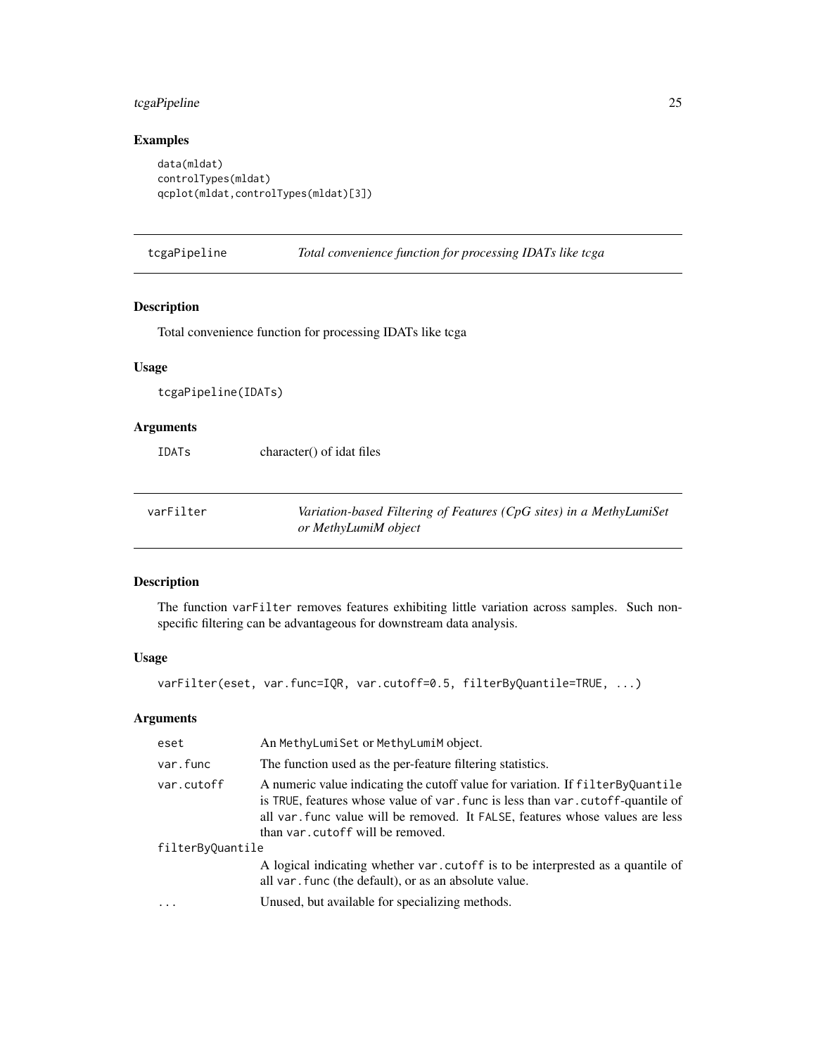### Examples

```
data(mldat)
controlTypes(mldat)
qcplot(mldat,controlTypes(mldat)[3])
```

---

## tcgaPipeline — *Total convenience function for processing IDATs like tcga*

### Description

Total convenience function for processing IDATs like tcga

### Usage

```
tcgaPipeline(IDATs)
```

### Arguments

| | |
|---|---|
| `IDATs` | character() of idat files |

---

## varFilter — *Variation-based Filtering of Features (CpG sites) in a MethyLumiSet or MethyLumiM object*

### Description

The function `varFilter` removes features exhibiting little variation across samples. Such non-specific filtering can be advantageous for downstream data analysis.

### Usage

```
varFilter(eset, var.func=IQR, var.cutoff=0.5, filterByQuantile=TRUE, ...)
```

### Arguments

| | |
|---|---|
| `eset` | An `MethyLumiSet` or `MethyLumiM` object. |
| `var.func` | The function used as the per-feature filtering statistics. |
| `var.cutoff` | A numeric value indicating the cutoff value for variation. If `filterByQuantile` is `TRUE`, features whose value of `var.func` is less than `var.cutoff`-quantile of all `var.func` value will be removed. It `FALSE`, features whose values are less than `var.cutoff` will be removed. |
| `filterByQuantile` | A logical indicating whether `var.cutoff` is to be interpresed as a quantile of all `var.func` (the default), or as an absolute value. |
| `...` | Unused, but available for specializing methods. |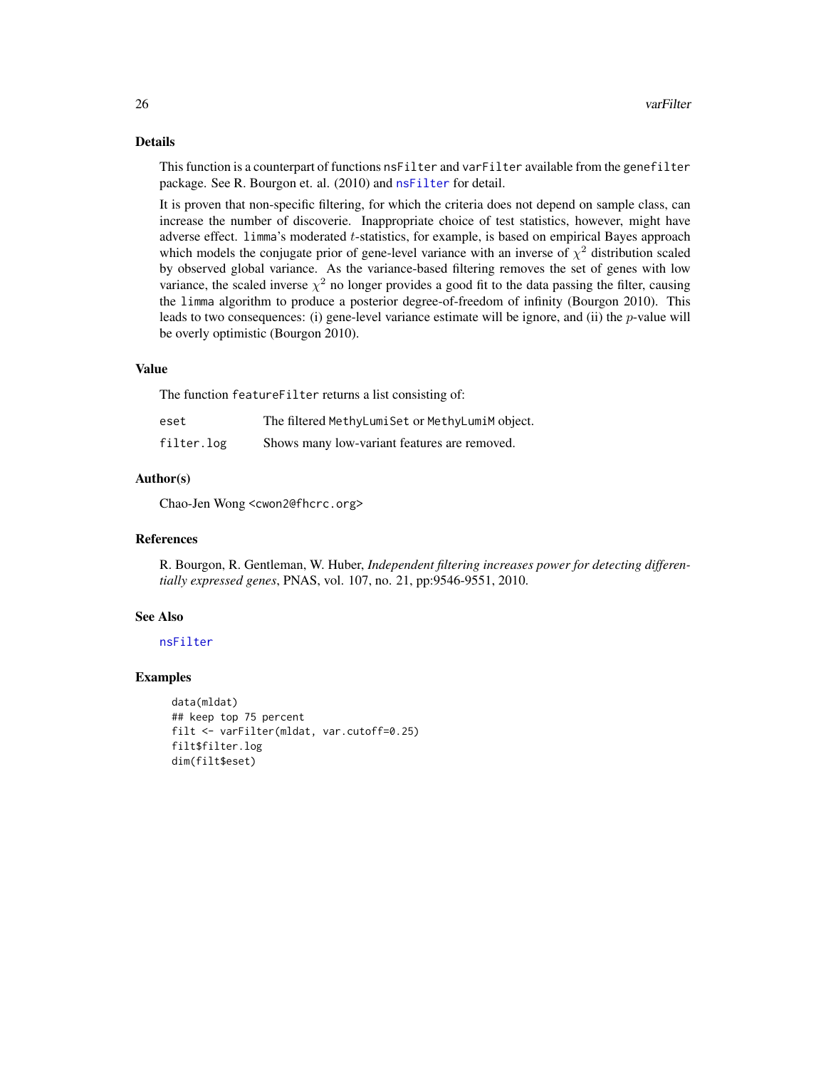## Details

This function is a counterpart of functions nsFilter and varFilter available from the genefilter package. See R. Bourgon et. al. (2010) and nsFilter for detail.

It is proven that non-specific filtering, for which the criteria does not depend on sample class, can increase the number of discoverie. Inappropriate choice of test statistics, however, might have adverse effect. limma's moderated $t$-statistics, for example, is based on empirical Bayes approach which models the conjugate prior of gene-level variance with an inverse of $\chi^2$ distribution scaled by observed global variance. As the variance-based filtering removes the set of genes with low variance, the scaled inverse $\chi^2$ no longer provides a good fit to the data passing the filter, causing the limma algorithm to produce a posterior degree-of-freedom of infinity (Bourgon 2010). This leads to two consequences: (i) gene-level variance estimate will be ignore, and (ii) the $p$-value will be overly optimistic (Bourgon 2010).

## Value

The function featureFilter returns a list consisting of:

| | |
|---|---|
| eset | The filtered MethyLumiSet or MethyLumiM object. |
| filter.log | Shows many low-variant features are removed. |

## Author(s)

Chao-Jen Wong <cwon2@fhcrc.org>

## References

R. Bourgon, R. Gentleman, W. Huber, *Independent filtering increases power for detecting differentially expressed genes*, PNAS, vol. 107, no. 21, pp:9546-9551, 2010.

## See Also

nsFilter

## Examples

```
data(mldat)
## keep top 75 percent
filt <- varFilter(mldat, var.cutoff=0.25)
filt$filter.log
dim(filt$eset)
```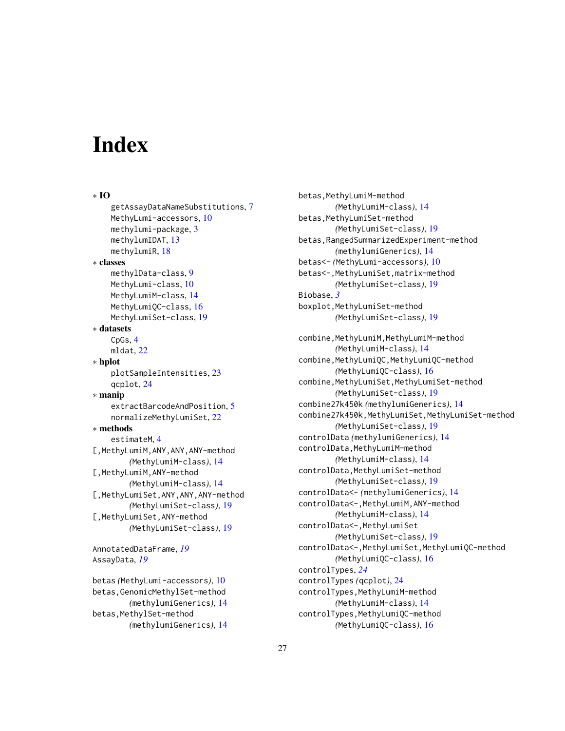# Index

∗ **IO**

getAssayDataNameSubstitutions, 7
MethyLumi-accessors, 10
methylumi-package, 3
methylumIDAT, 13
methylumiR, 18

∗ **classes**

methylData-class, 9
MethyLumi-class, 10
MethyLumiM-class, 14
MethyLumiQC-class, 16
MethyLumiSet-class, 19

∗ **datasets**

CpGs, 4
mldat, 22

∗ **hplot**

plotSampleIntensities, 23
qcplot, 24

∗ **manip**

extractBarcodeAndPosition, 5
normalizeMethyLumiSet, 22

∗ **methods**

estimateM, 4

[,MethyLumiM,ANY,ANY,ANY-method *(MethyLumiM-class)*, 14
[,MethyLumiM,ANY-method *(MethyLumiM-class)*, 14
[,MethyLumiSet,ANY,ANY,ANY-method *(MethyLumiSet-class)*, 19
[,MethyLumiSet,ANY-method *(MethyLumiSet-class)*, 19

AnnotatedDataFrame, *19*
AssayData, *19*

betas *(MethyLumi-accessors)*, 10
betas,GenomicMethylSet-method *(methylumiGenerics)*, 14
betas,MethylSet-method *(methylumiGenerics)*, 14
betas,MethyLumiM-method *(MethyLumiM-class)*, 14
betas,MethyLumiSet-method *(MethyLumiSet-class)*, 19
betas,RangedSummarizedExperiment-method *(methylumiGenerics)*, 14
betas<- *(MethyLumi-accessors)*, 10
betas<-,MethyLumiSet,matrix-method *(MethyLumiSet-class)*, 19
Biobase, *3*
boxplot,MethyLumiSet-method *(MethyLumiSet-class)*, 19

combine,MethyLumiM,MethyLumiM-method *(MethyLumiM-class)*, 14
combine,MethyLumiQC,MethyLumiQC-method *(MethyLumiQC-class)*, 16
combine,MethyLumiSet,MethyLumiSet-method *(MethyLumiSet-class)*, 19
combine27k450k *(methylumiGenerics)*, 14
combine27k450k,MethyLumiSet,MethyLumiSet-method *(MethyLumiSet-class)*, 19
controlData *(methylumiGenerics)*, 14
controlData,MethyLumiM-method *(MethyLumiM-class)*, 14
controlData,MethyLumiSet-method *(MethyLumiSet-class)*, 19
controlData<- *(methylumiGenerics)*, 14
controlData<-,MethyLumiM,ANY-method *(MethyLumiM-class)*, 14
controlData<-,MethyLumiSet *(MethyLumiSet-class)*, 19
controlData<-,MethyLumiSet,MethyLumiQC-method *(MethyLumiQC-class)*, 16
controlTypes, *24*
controlTypes *(qcplot)*, 24
controlTypes,MethyLumiM-method *(MethyLumiM-class)*, 14
controlTypes,MethyLumiQC-method *(MethyLumiQC-class)*, 16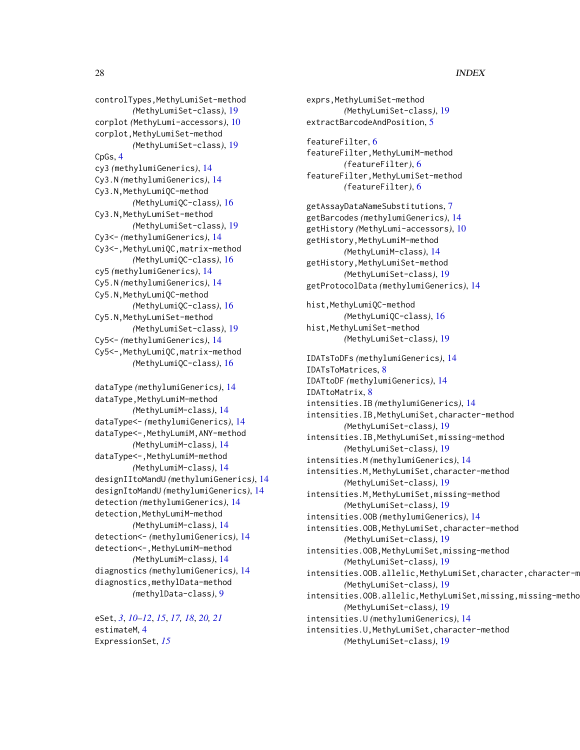controlTypes,MethyLumiSet-method
  *(*MethyLumiSet-class*)*, 19
corplot *(*MethyLumi-accessors*)*, 10
corplot,MethyLumiSet-method
  *(*MethyLumiSet-class*)*, 19
CpGs, 4
cy3 *(*methylumiGenerics*)*, 14
Cy3.N *(*methylumiGenerics*)*, 14
Cy3.N,MethyLumiQC-method
  *(*MethyLumiQC-class*)*, 16
Cy3.N,MethyLumiSet-method
  *(*MethyLumiSet-class*)*, 19
Cy3<- *(*methylumiGenerics*)*, 14
Cy3<-,MethyLumiQC,matrix-method
  *(*MethyLumiQC-class*)*, 16
cy5 *(*methylumiGenerics*)*, 14
Cy5.N *(*methylumiGenerics*)*, 14
Cy5.N,MethyLumiQC-method
  *(*MethyLumiQC-class*)*, 16
Cy5.N,MethyLumiSet-method
  *(*MethyLumiSet-class*)*, 19
Cy5<- *(*methylumiGenerics*)*, 14
Cy5<-,MethyLumiQC,matrix-method
  *(*MethyLumiQC-class*)*, 16

dataType *(*methylumiGenerics*)*, 14
dataType,MethyLumiM-method
  *(*MethyLumiM-class*)*, 14
dataType<- *(*methylumiGenerics*)*, 14
dataType<-,MethyLumiM,ANY-method
  *(*MethyLumiM-class*)*, 14
dataType<-,MethyLumiM-method
  *(*MethyLumiM-class*)*, 14
designIItoMandU *(*methylumiGenerics*)*, 14
designItoMandU *(*methylumiGenerics*)*, 14
detection *(*methylumiGenerics*)*, 14
detection,MethyLumiM-method
  *(*MethyLumiM-class*)*, 14
detection<- *(*methylumiGenerics*)*, 14
detection<-,MethyLumiM-method
  *(*MethyLumiM-class*)*, 14
diagnostics *(*methylumiGenerics*)*, 14
diagnostics,methylData-method
  *(*methylData-class*)*, 9

eSet, *3*, *10–12*, *15*, *17, 18*, *20, 21*
estimateM, 4
ExpressionSet, *15*

exprs,MethyLumiSet-method
  *(*MethyLumiSet-class*)*, 19
extractBarcodeAndPosition, 5

featureFilter, 6
featureFilter,MethyLumiM-method
  *(*featureFilter*)*, 6
featureFilter,MethyLumiSet-method
  *(*featureFilter*)*, 6

getAssayDataNameSubstitutions, 7
getBarcodes *(*methylumiGenerics*)*, 14
getHistory *(*MethyLumi-accessors*)*, 10
getHistory,MethyLumiM-method
  *(*MethyLumiM-class*)*, 14
getHistory,MethyLumiSet-method
  *(*MethyLumiSet-class*)*, 19
getProtocolData *(*methylumiGenerics*)*, 14

hist,MethyLumiQC-method
  *(*MethyLumiQC-class*)*, 16
hist,MethyLumiSet-method
  *(*MethyLumiSet-class*)*, 19

IDATsToDFs *(*methylumiGenerics*)*, 14
IDATsToMatrices, 8
IDATtoDF *(*methylumiGenerics*)*, 14
IDATtoMatrix, 8
intensities.IB *(*methylumiGenerics*)*, 14
intensities.IB,MethyLumiSet,character-method
  *(*MethyLumiSet-class*)*, 19
intensities.IB,MethyLumiSet,missing-method
  *(*MethyLumiSet-class*)*, 19
intensities.M *(*methylumiGenerics*)*, 14
intensities.M,MethyLumiSet,character-method
  *(*MethyLumiSet-class*)*, 19
intensities.M,MethyLumiSet,missing-method
  *(*MethyLumiSet-class*)*, 19
intensities.OOB *(*methylumiGenerics*)*, 14
intensities.OOB,MethyLumiSet,character-method
  *(*MethyLumiSet-class*)*, 19
intensities.OOB,MethyLumiSet,missing-method
  *(*MethyLumiSet-class*)*, 19
intensities.OOB.allelic,MethyLumiSet,character,character-m
  *(*MethyLumiSet-class*)*, 19
intensities.OOB.allelic,MethyLumiSet,missing,missing-metho
  *(*MethyLumiSet-class*)*, 19
intensities.U *(*methylumiGenerics*)*, 14
intensities.U,MethyLumiSet,character-method
  *(*MethyLumiSet-class*)*, 19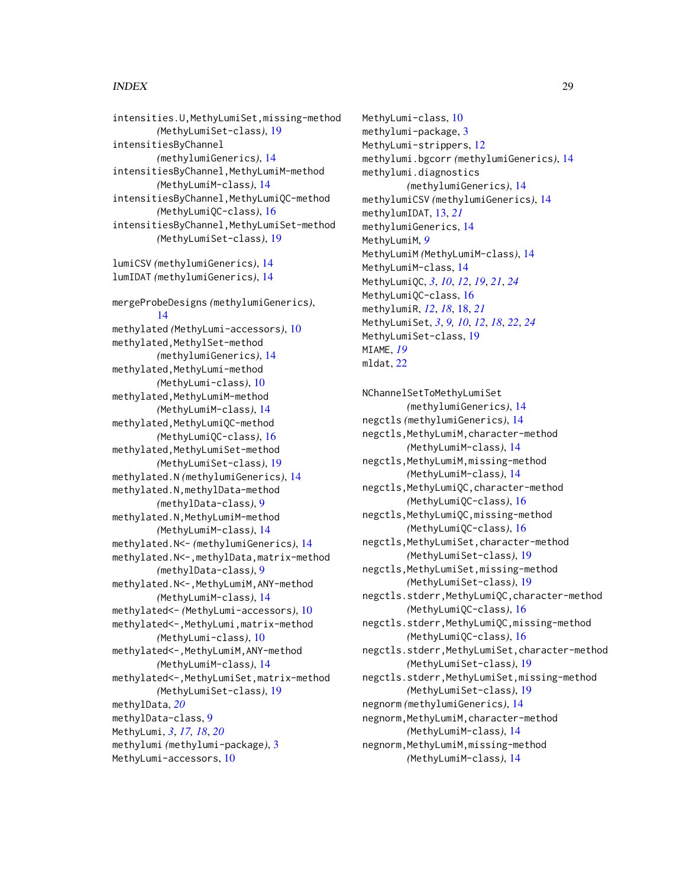intensities.U,MethyLumiSet,missing-method
    *(MethyLumiSet-class)*, 19
intensitiesByChannel
    *(methylumiGenerics)*, 14
intensitiesByChannel,MethyLumiM-method
    *(MethyLumiM-class)*, 14
intensitiesByChannel,MethyLumiQC-method
    *(MethyLumiQC-class)*, 16
intensitiesByChannel,MethyLumiSet-method
    *(MethyLumiSet-class)*, 19

lumiCSV *(methylumiGenerics)*, 14
lumIDAT *(methylumiGenerics)*, 14

mergeProbeDesigns *(methylumiGenerics)*,
    14
methylated *(MethyLumi-accessors)*, 10
methylated,MethylSet-method
    *(methylumiGenerics)*, 14
methylated,MethyLumi-method
    *(MethyLumi-class)*, 10
methylated,MethyLumiM-method
    *(MethyLumiM-class)*, 14
methylated,MethyLumiQC-method
    *(MethyLumiQC-class)*, 16
methylated,MethyLumiSet-method
    *(MethyLumiSet-class)*, 19
methylated.N *(methylumiGenerics)*, 14
methylated.N,methylData-method
    *(methylData-class)*, 9
methylated.N,MethyLumiM-method
    *(MethyLumiM-class)*, 14
methylated.N<- *(methylumiGenerics)*, 14
methylated.N<-,methylData,matrix-method
    *(methylData-class)*, 9
methylated.N<-,MethyLumiM,ANY-method
    *(MethyLumiM-class)*, 14
methylated<- *(MethyLumi-accessors)*, 10
methylated<-,MethyLumi,matrix-method
    *(MethyLumi-class)*, 10
methylated<-,MethyLumiM,ANY-method
    *(MethyLumiM-class)*, 14
methylated<-,MethyLumiSet,matrix-method
    *(MethyLumiSet-class)*, 19
methylData, *20*
methylData-class, 9
MethyLumi, *3*, *17, 18*, *20*
methylumi *(methylumi-package)*, 3
MethyLumi-accessors, 10
MethyLumi-class, 10
methylumi-package, 3
MethyLumi-strippers, 12
methylumi.bgcorr *(methylumiGenerics)*, 14
methylumi.diagnostics
    *(methylumiGenerics)*, 14
methylumiCSV *(methylumiGenerics)*, 14
methylumIDAT, 13, *21*
methylumiGenerics, 14
MethyLumiM, *9*
MethyLumiM *(MethyLumiM-class)*, 14
MethyLumiM-class, 14
MethyLumiQC, *3*, *10*, *12*, *19*, *21*, *24*
MethyLumiQC-class, 16
methylumiR, *12*, *18*, 18, *21*
MethyLumiSet, *3*, *9*, *10*, *12*, *18*, *22*, *24*
MethyLumiSet-class, 19
MIAME, *19*
mldat, 22

NChannelSetToMethyLumiSet
    *(methylumiGenerics)*, 14
negctls *(methylumiGenerics)*, 14
negctls,MethyLumiM,character-method
    *(MethyLumiM-class)*, 14
negctls,MethyLumiM,missing-method
    *(MethyLumiM-class)*, 14
negctls,MethyLumiQC,character-method
    *(MethyLumiQC-class)*, 16
negctls,MethyLumiQC,missing-method
    *(MethyLumiQC-class)*, 16
negctls,MethyLumiSet,character-method
    *(MethyLumiSet-class)*, 19
negctls,MethyLumiSet,missing-method
    *(MethyLumiSet-class)*, 19
negctls.stderr,MethyLumiQC,character-method
    *(MethyLumiQC-class)*, 16
negctls.stderr,MethyLumiQC,missing-method
    *(MethyLumiQC-class)*, 16
negctls.stderr,MethyLumiSet,character-method
    *(MethyLumiSet-class)*, 19
negctls.stderr,MethyLumiSet,missing-method
    *(MethyLumiSet-class)*, 19
negnorm *(methylumiGenerics)*, 14
negnorm,MethyLumiM,character-method
    *(MethyLumiM-class)*, 14
negnorm,MethyLumiM,missing-method
    *(MethyLumiM-class)*, 14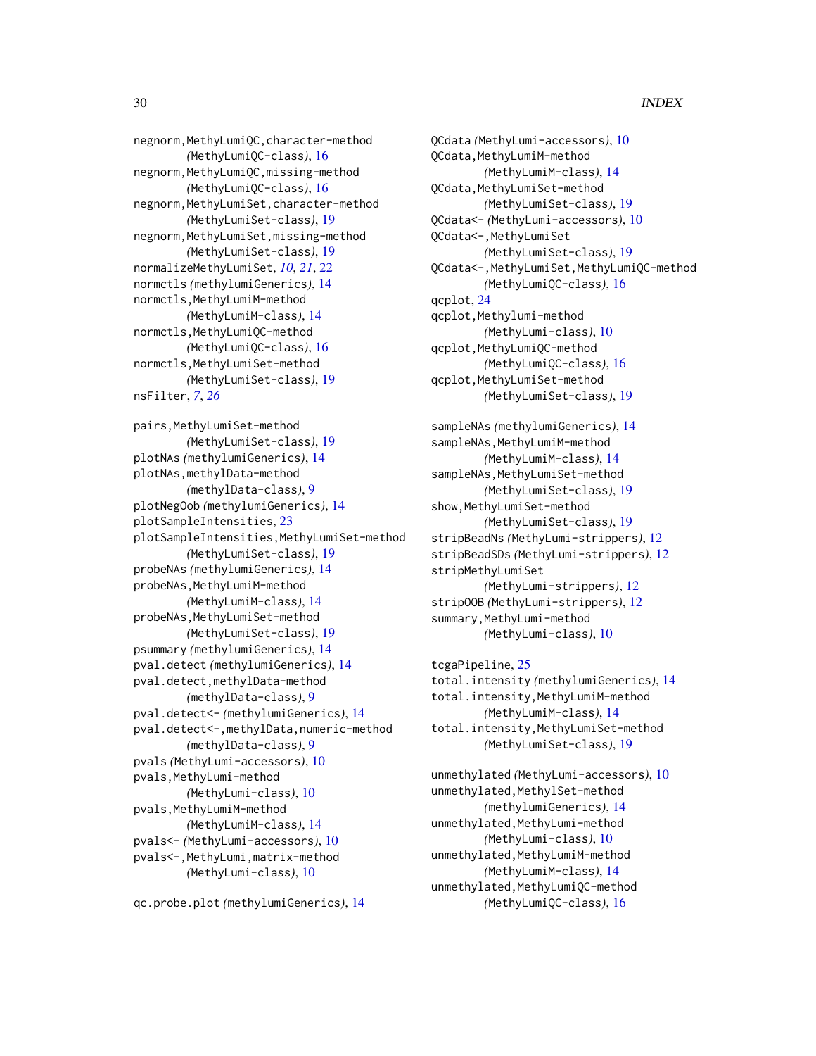negnorm,MethyLumiQC,character-method (MethyLumiQC-class), 16
negnorm,MethyLumiQC,missing-method (MethyLumiQC-class), 16
negnorm,MethyLumiSet,character-method (MethyLumiSet-class), 19
negnorm,MethyLumiSet,missing-method (MethyLumiSet-class), 19
normalizeMethyLumiSet, *10*, *21*, 22
normctls (methylumiGenerics), 14
normctls,MethyLumiM-method (MethyLumiM-class), 14
normctls,MethyLumiQC-method (MethyLumiQC-class), 16
normctls,MethyLumiSet-method (MethyLumiSet-class), 19
nsFilter, *7*, *26*

pairs,MethyLumiSet-method (MethyLumiSet-class), 19
plotNAs (methylumiGenerics), 14
plotNAs,methylData-method (methylData-class), 9
plotNegOob (methylumiGenerics), 14
plotSampleIntensities, 23
plotSampleIntensities,MethyLumiSet-method (MethyLumiSet-class), 19
probeNAs (methylumiGenerics), 14
probeNAs,MethyLumiM-method (MethyLumiM-class), 14
probeNAs,MethyLumiSet-method (MethyLumiSet-class), 19
psummary (methylumiGenerics), 14
pval.detect (methylumiGenerics), 14
pval.detect,methylData-method (methylData-class), 9
pval.detect<- (methylumiGenerics), 14
pval.detect<-,methylData,numeric-method (methylData-class), 9
pvals (MethyLumi-accessors), 10
pvals,MethyLumi-method (MethyLumi-class), 10
pvals,MethyLumiM-method (MethyLumiM-class), 14
pvals<- (MethyLumi-accessors), 10
pvals<-,MethyLumi,matrix-method (MethyLumi-class), 10

qc.probe.plot (methylumiGenerics), 14
QCdata (MethyLumi-accessors), 10
QCdata,MethyLumiM-method (MethyLumiM-class), 14
QCdata,MethyLumiSet-method (MethyLumiSet-class), 19
QCdata<- (MethyLumi-accessors), 10
QCdata<-,MethyLumiSet (MethyLumiSet-class), 19
QCdata<-,MethyLumiSet,MethyLumiQC-method (MethyLumiQC-class), 16
qcplot, 24
qcplot,Methylumi-method (MethyLumi-class), 10
qcplot,MethyLumiQC-method (MethyLumiQC-class), 16
qcplot,MethyLumiSet-method (MethyLumiSet-class), 19

sampleNAs (methylumiGenerics), 14
sampleNAs,MethyLumiM-method (MethyLumiM-class), 14
sampleNAs,MethyLumiSet-method (MethyLumiSet-class), 19
show,MethyLumiSet-method (MethyLumiSet-class), 19
stripBeadNs (MethyLumi-strippers), 12
stripBeadSDs (MethyLumi-strippers), 12
stripMethyLumiSet (MethyLumi-strippers), 12
stripOOB (MethyLumi-strippers), 12
summary,MethyLumi-method (MethyLumi-class), 10

tcgaPipeline, 25
total.intensity (methylumiGenerics), 14
total.intensity,MethyLumiM-method (MethyLumiM-class), 14
total.intensity,MethyLumiSet-method (MethyLumiSet-class), 19

unmethylated (MethyLumi-accessors), 10
unmethylated,MethylSet-method (methylumiGenerics), 14
unmethylated,MethyLumi-method (MethyLumi-class), 10
unmethylated,MethyLumiM-method (MethyLumiM-class), 14
unmethylated,MethyLumiQC-method (MethyLumiQC-class), 16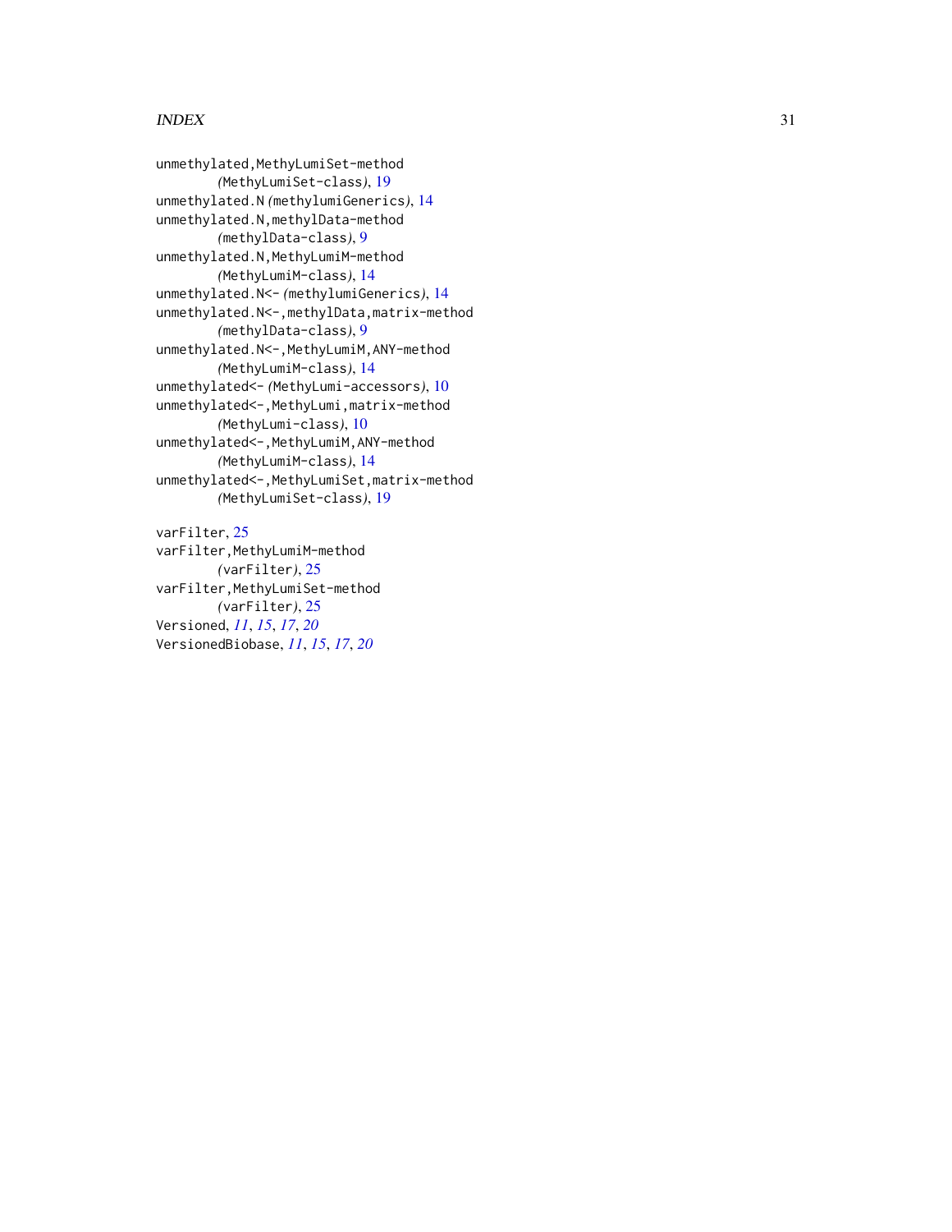unmethylated,MethyLumiSet-method
    *(*MethyLumiSet-class*)*, 19
unmethylated.N *(*methylumiGenerics*)*, 14
unmethylated.N,methylData-method
    *(*methylData-class*)*, 9
unmethylated.N,MethyLumiM-method
    *(*MethyLumiM-class*)*, 14
unmethylated.N<- *(*methylumiGenerics*)*, 14
unmethylated.N<-,methylData,matrix-method
    *(*methylData-class*)*, 9
unmethylated.N<-,MethyLumiM,ANY-method
    *(*MethyLumiM-class*)*, 14
unmethylated<- *(*MethyLumi-accessors*)*, 10
unmethylated<-,MethyLumi,matrix-method
    *(*MethyLumi-class*)*, 10
unmethylated<-,MethyLumiM,ANY-method
    *(*MethyLumiM-class*)*, 14
unmethylated<-,MethyLumiSet,matrix-method
    *(*MethyLumiSet-class*)*, 19

varFilter, 25
varFilter,MethyLumiM-method
    *(*varFilter*)*, 25
varFilter,MethyLumiSet-method
    *(*varFilter*)*, 25
Versioned, *11*, *15*, *17*, *20*
VersionedBiobase, *11*, *15*, *17*, *20*